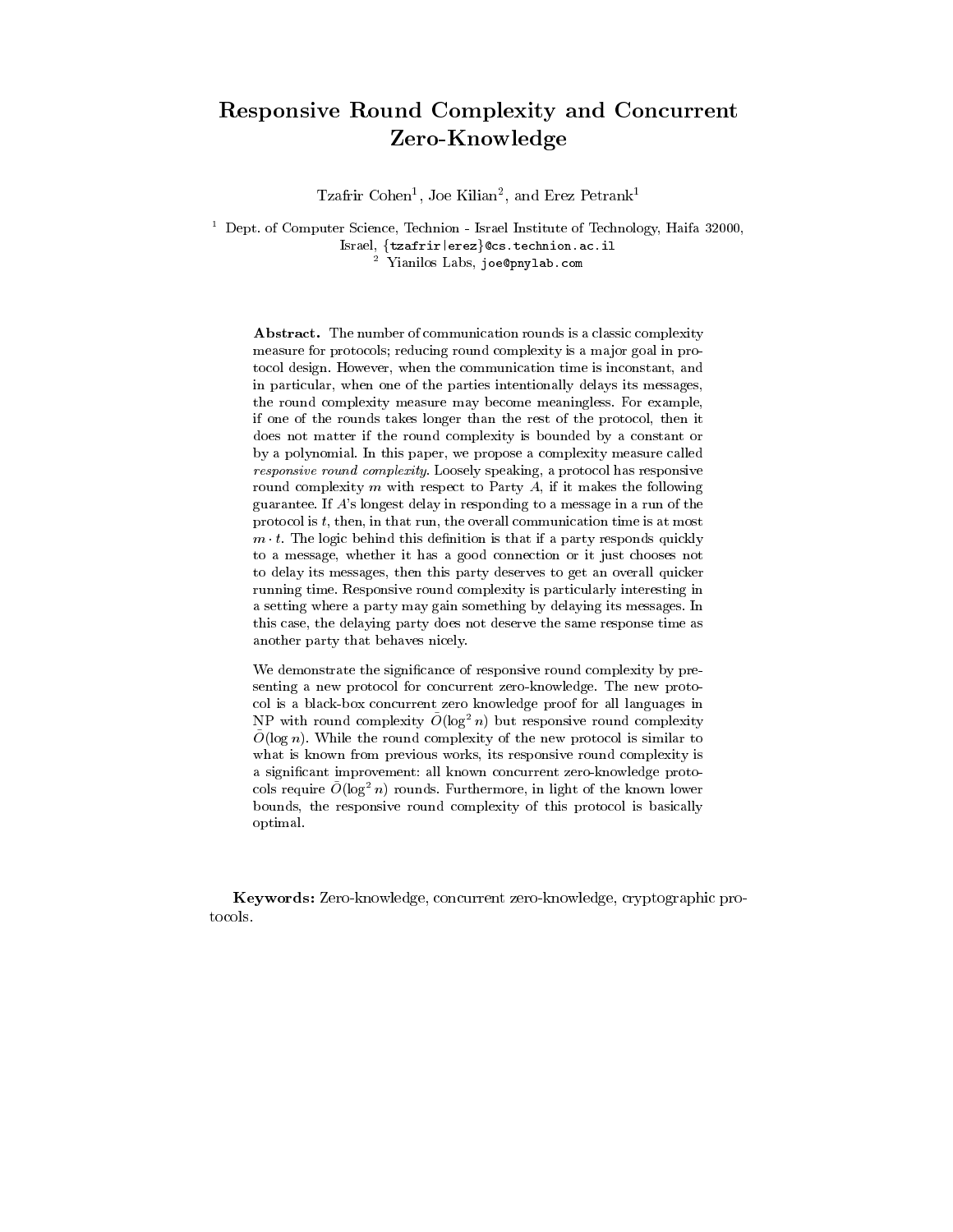# Responsive Round Complexity and Concurrent Zero-Knowledge

Tzafrir Cohen[1], Joe Kilian[2], and Erez Petrank[1]

[1] Dept. of Computer Science, Technion - Israel Institute of Technology, Haifa 32000, Israel, {tzafrir|erez}@cs.technion.ac.il

[2] Yianilos Labs, joe@pnylab.com

**Abstract.** The number of communication rounds is a classic complexity measure for protocols; reducing round complexity is a major goal in protocol design. However, when the communication time is inconstant, and in particular, when one of the parties intentionally delays its messages, the round complexity measure may become meaningless. For example, if one of the rounds takes longer than the rest of the protocol, then it does not matter if the round complexity is bounded by a constant or by a polynomial. In this paper, we propose a complexity measure called *responsive round complexity*. Loosely speaking, a protocol has responsive round complexity $m$ with respect to Party $A$, if it makes the following guarantee. If $A$'s longest delay in responding to a message in a run of the protocol is $t$, then, in that run, the overall communication time is at most $m \cdot t$. The logic behind this definition is that if a party responds quickly to a message, whether it has a good connection or it just chooses not to delay its messages, then this party deserves to get an overall quicker running time. Responsive round complexity is particularly interesting in a setting where a party may gain something by delaying its messages. In this case, the delaying party does not deserve the same response time as another party that behaves nicely.

We demonstrate the significance of responsive round complexity by presenting a new protocol for concurrent zero-knowledge. The new protocol is a black-box concurrent zero knowledge proof for all languages in NP with round complexity $\tilde{O}(\log^2 n)$ but responsive round complexity $\tilde{O}(\log n)$. While the round complexity of the new protocol is similar to what is known from previous works, its responsive round complexity is a significant improvement: all known concurrent zero-knowledge protocols require $\tilde{O}(\log^2 n)$ rounds. Furthermore, in light of the known lower bounds, the responsive round complexity of this protocol is basically optimal.

**Keywords:** Zero-knowledge, concurrent zero-knowledge, cryptographic protocols.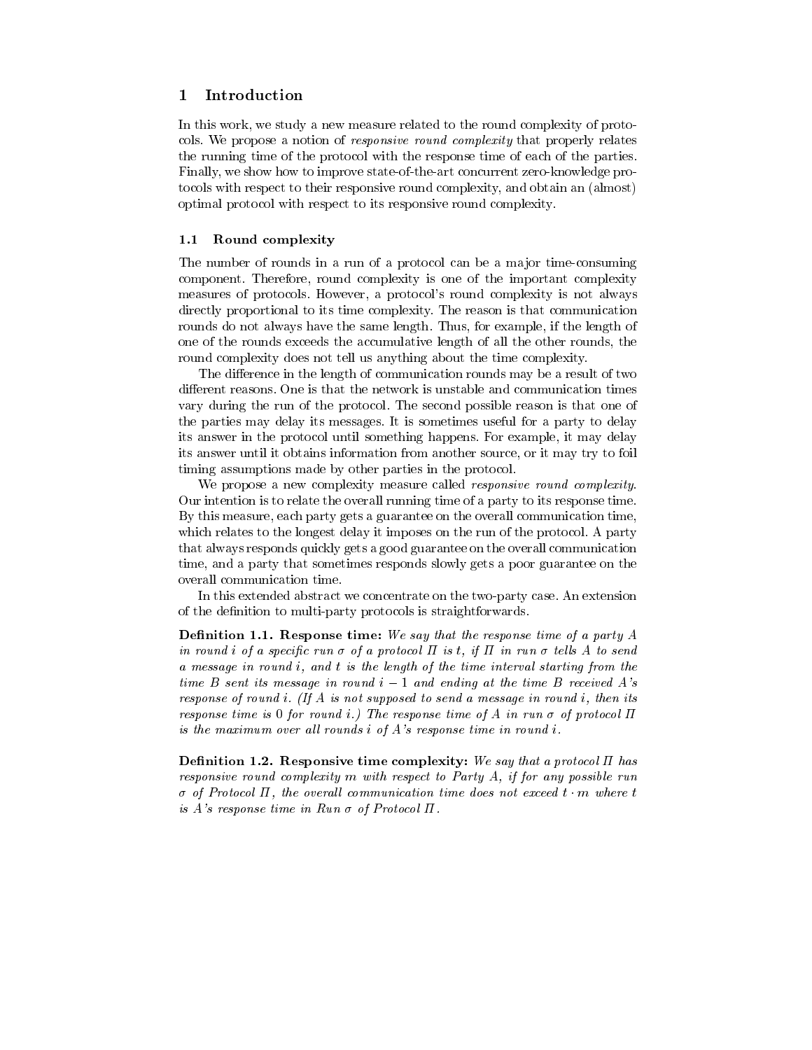# 1 Introduction

In this work, we study a new measure related to the round complexity of protocols. We propose a notion of *responsive round complexity* that properly relates the running time of the protocol with the response time of each of the parties. Finally, we show how to improve state-of-the-art concurrent zero-knowledge protocols with respect to their responsive round complexity, and obtain an (almost) optimal protocol with respect to its responsive round complexity.

## 1.1 Round complexity

The number of rounds in a run of a protocol can be a major time-consuming component. Therefore, round complexity is one of the important complexity measures of protocols. However, a protocol's round complexity is not always directly proportional to its time complexity. The reason is that communication rounds do not always have the same length. Thus, for example, if the length of one of the rounds exceeds the accumulative length of all the other rounds, the round complexity does not tell us anything about the time complexity.

The difference in the length of communication rounds may be a result of two different reasons. One is that the network is unstable and communication times vary during the run of the protocol. The second possible reason is that one of the parties may delay its messages. It is sometimes useful for a party to delay its answer in the protocol until something happens. For example, it may delay its answer until it obtains information from another source, or it may try to foil timing assumptions made by other parties in the protocol.

We propose a new complexity measure called *responsive round complexity*. Our intention is to relate the overall running time of a party to its response time. By this measure, each party gets a guarantee on the overall communication time, which relates to the longest delay it imposes on the run of the protocol. A party that always responds quickly gets a good guarantee on the overall communication time, and a party that sometimes responds slowly gets a poor guarantee on the overall communication time.

In this extended abstract we concentrate on the two-party case. An extension of the definition to multi-party protocols is straightforwards.

**Definition 1.1. Response time:** *We say that the response time of a party $A$ in round $i$ of a specific run $\sigma$ of a protocol $\Pi$ is $t$, if $\Pi$ in run $\sigma$ tells $A$ to send a message in round $i$, and $t$ is the length of the time interval starting from the time $B$ sent its message in round $i-1$ and ending at the time $B$ received $A$'s response of round $i$. (If $A$ is not supposed to send a message in round $i$, then its response time is 0 for round $i$.) The response time of $A$ in run $\sigma$ of protocol $\Pi$ is the maximum over all rounds $i$ of $A$'s response time in round $i$.*

**Definition 1.2. Responsive time complexity:** *We say that a protocol $\Pi$ has responsive round complexity $m$ with respect to Party $A$, if for any possible run $\sigma$ of Protocol $\Pi$, the overall communication time does not exceed $t \cdot m$ where $t$ is $A$'s response time in Run $\sigma$ of Protocol $\Pi$.*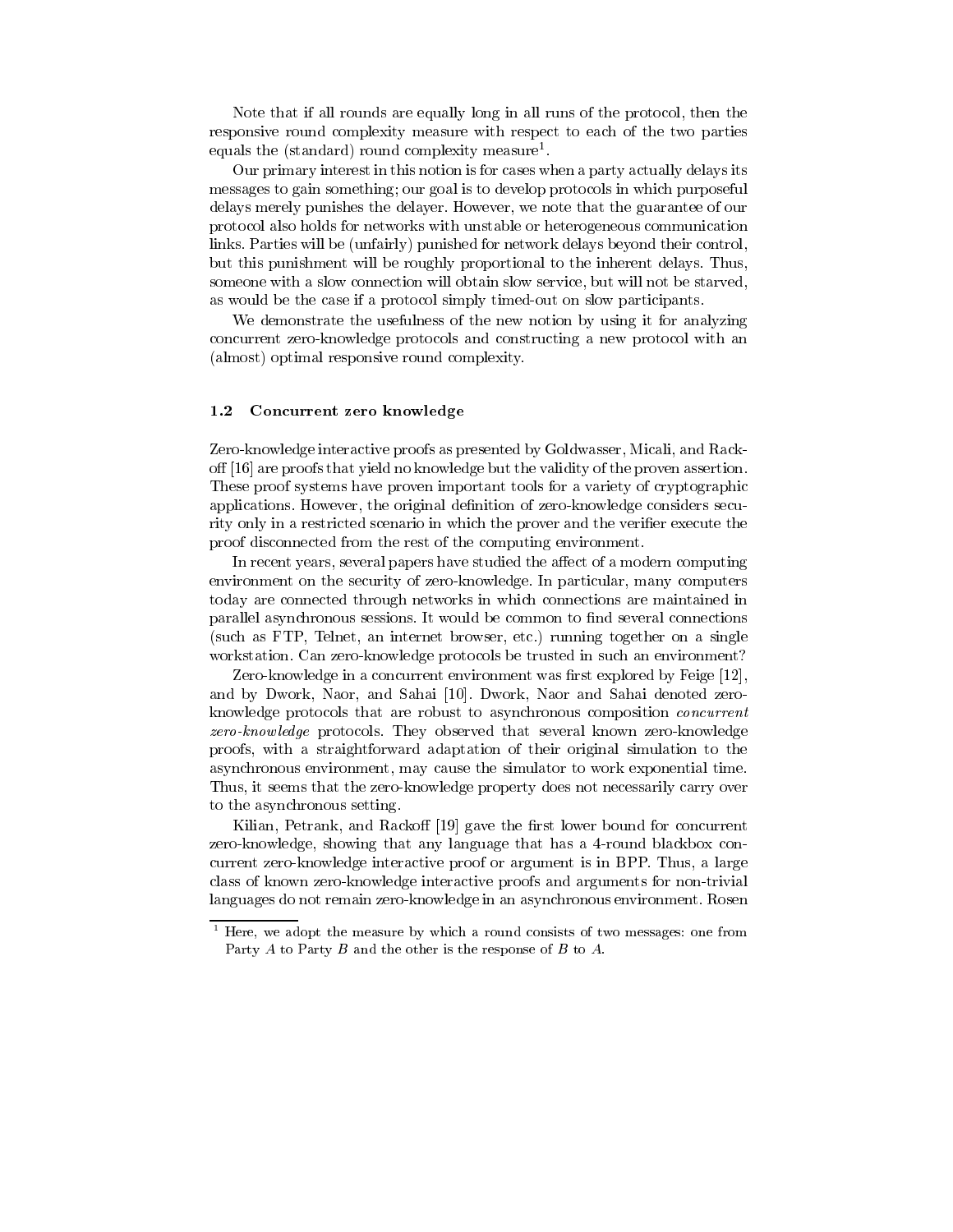Note that if all rounds are equally long in all runs of the protocol, then the responsive round complexity measure with respect to each of the two parties equals the (standard) round complexity measure[1].

Our primary interest in this notion is for cases when a party actually delays its messages to gain something; our goal is to develop protocols in which purposeful delays merely punishes the delayer. However, we note that the guarantee of our protocol also holds for networks with unstable or heterogeneous communication links. Parties will be (unfairly) punished for network delays beyond their control, but this punishment will be roughly proportional to the inherent delays. Thus, someone with a slow connection will obtain slow service, but will not be starved, as would be the case if a protocol simply timed-out on slow participants.

We demonstrate the usefulness of the new notion by using it for analyzing concurrent zero-knowledge protocols and constructing a new protocol with an (almost) optimal responsive round complexity.

### 1.2 Concurrent zero knowledge

Zero-knowledge interactive proofs as presented by Goldwasser, Micali, and Rackoff [16] are proofs that yield no knowledge but the validity of the proven assertion. These proof systems have proven important tools for a variety of cryptographic applications. However, the original definition of zero-knowledge considers security only in a restricted scenario in which the prover and the verifier execute the proof disconnected from the rest of the computing environment.

In recent years, several papers have studied the affect of a modern computing environment on the security of zero-knowledge. In particular, many computers today are connected through networks in which connections are maintained in parallel asynchronous sessions. It would be common to find several connections (such as FTP, Telnet, an internet browser, etc.) running together on a single workstation. Can zero-knowledge protocols be trusted in such an environment?

Zero-knowledge in a concurrent environment was first explored by Feige [12], and by Dwork, Naor, and Sahai [10]. Dwork, Naor and Sahai denoted zero-knowledge protocols that are robust to asynchronous composition *concurrent zero-knowledge* protocols. They observed that several known zero-knowledge proofs, with a straightforward adaptation of their original simulation to the asynchronous environment, may cause the simulator to work exponential time. Thus, it seems that the zero-knowledge property does not necessarily carry over to the asynchronous setting.

Kilian, Petrank, and Rackoff [19] gave the first lower bound for concurrent zero-knowledge, showing that any language that has a 4-round blackbox concurrent zero-knowledge interactive proof or argument is in BPP. Thus, a large class of known zero-knowledge interactive proofs and arguments for non-trivial languages do not remain zero-knowledge in an asynchronous environment. Rosen

---

[1] Here, we adopt the measure by which a round consists of two messages: one from Party $A$ to Party $B$ and the other is the response of $B$ to $A$.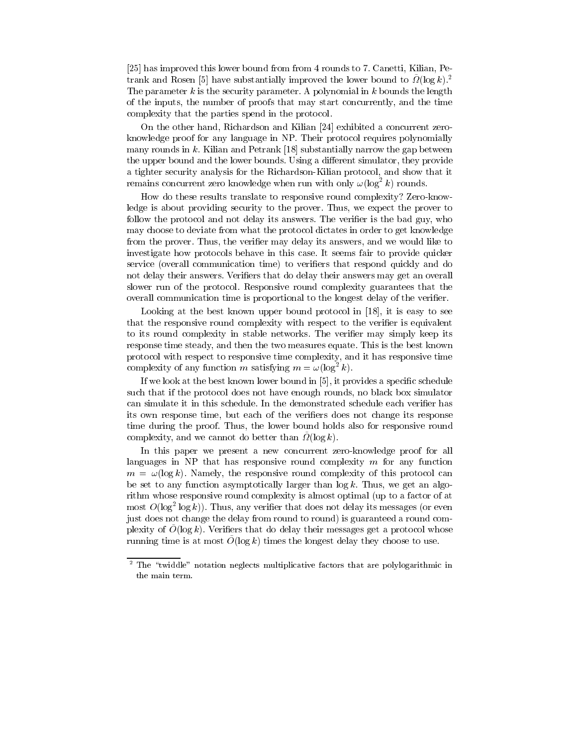[25] has improved this lower bound from from 4 rounds to 7. Canetti, Kilian, Petrank and Rosen [5] have substantially improved the lower bound to $\tilde{\Omega}(\log k)$.[2] The parameter $k$ is the security parameter. A polynomial in $k$ bounds the length of the inputs, the number of proofs that may start concurrently, and the time complexity that the parties spend in the protocol.

On the other hand, Richardson and Kilian [24] exhibited a concurrent zero-knowledge proof for any language in NP. Their protocol requires polynomially many rounds in $k$. Kilian and Petrank [18] substantially narrow the gap between the upper bound and the lower bounds. Using a different simulator, they provide a tighter security analysis for the Richardson-Kilian protocol, and show that it remains concurrent zero knowledge when run with only $\omega(\log^2 k)$ rounds.

How do these results translate to responsive round complexity? Zero-knowledge is about providing security to the prover. Thus, we expect the prover to follow the protocol and not delay its answers. The verifier is the bad guy, who may choose to deviate from what the protocol dictates in order to get knowledge from the prover. Thus, the verifier may delay its answers, and we would like to investigate how protocols behave in this case. It seems fair to provide quicker service (overall communication time) to verifiers that respond quickly and do not delay their answers. Verifiers that do delay their answers may get an overall slower run of the protocol. Responsive round complexity guarantees that the overall communication time is proportional to the longest delay of the verifier.

Looking at the best known upper bound protocol in [18], it is easy to see that the responsive round complexity with respect to the verifier is equivalent to its round complexity in stable networks. The verifier may simply keep its response time steady, and then the two measures equate. This is the best known protocol with respect to responsive time complexity, and it has responsive time complexity of any function $m$ satisfying $m = \omega(\log^2 k)$.

If we look at the best known lower bound in [5], it provides a specific schedule such that if the protocol does not have enough rounds, no black box simulator can simulate it in this schedule. In the demonstrated schedule each verifier has its own response time, but each of the verifiers does not change its response time during the proof. Thus, the lower bound holds also for responsive round complexity, and we cannot do better than $\tilde{\Omega}(\log k)$.

In this paper we present a new concurrent zero-knowledge proof for all languages in NP that has responsive round complexity $m$ for any function $m = \omega(\log k)$. Namely, the responsive round complexity of this protocol can be set to any function asymptotically larger than $\log k$. Thus, we get an algorithm whose responsive round complexity is almost optimal (up to a factor of at most $O(\log^2 \log k)$). Thus, any verifier that does not delay its messages (or even just does not change the delay from round to round) is guaranteed a round complexity of $\tilde{O}(\log k)$. Verifiers that do delay their messages get a protocol whose running time is at most $\tilde{O}(\log k)$ times the longest delay they choose to use.

[2] The "twiddle" notation neglects multiplicative factors that are polylogarithmic in the main term.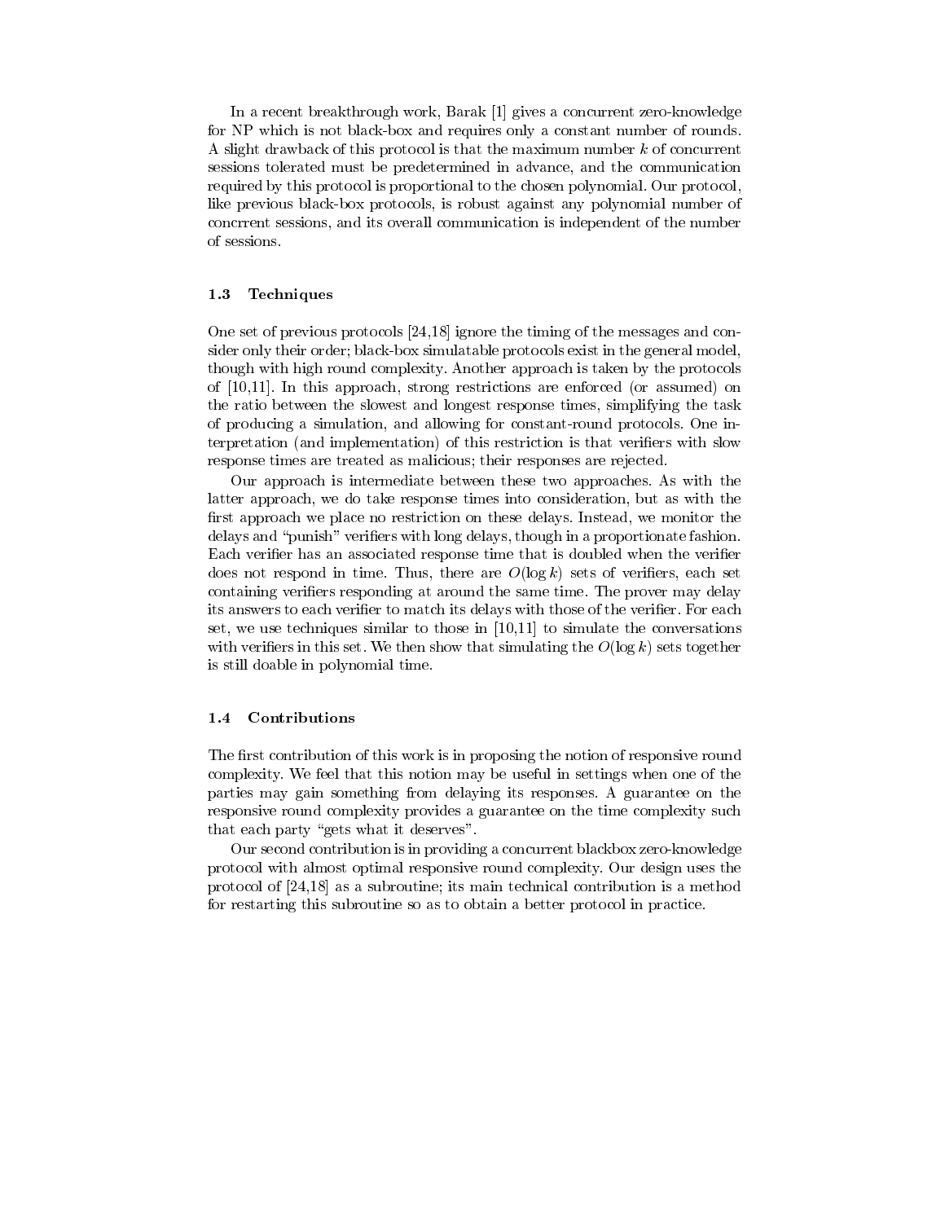In a recent breakthrough work, Barak [1] gives a concurrent zero-knowledge for NP which is not black-box and requires only a constant number of rounds. A slight drawback of this protocol is that the maximum number $k$ of concurrent sessions tolerated must be predetermined in advance, and the communication required by this protocol is proportional to the chosen polynomial. Our protocol, like previous black-box protocols, is robust against any polynomial number of concrrent sessions, and its overall communication is independent of the number of sessions.

### 1.3 Techniques

One set of previous protocols [24,18] ignore the timing of the messages and consider only their order; black-box simulatable protocols exist in the general model, though with high round complexity. Another approach is taken by the protocols of [10,11]. In this approach, strong restrictions are enforced (or assumed) on the ratio between the slowest and longest response times, simplifying the task of producing a simulation, and allowing for constant-round protocols. One interpretation (and implementation) of this restriction is that verifiers with slow response times are treated as malicious; their responses are rejected.

Our approach is intermediate between these two approaches. As with the latter approach, we do take response times into consideration, but as with the first approach we place no restriction on these delays. Instead, we monitor the delays and "punish" verifiers with long delays, though in a proportionate fashion. Each verifier has an associated response time that is doubled when the verifier does not respond in time. Thus, there are $O(\log k)$ sets of verifiers, each set containing verifiers responding at around the same time. The prover may delay its answers to each verifier to match its delays with those of the verifier. For each set, we use techniques similar to those in [10,11] to simulate the conversations with verifiers in this set. We then show that simulating the $O(\log k)$ sets together is still doable in polynomial time.

### 1.4 Contributions

The first contribution of this work is in proposing the notion of responsive round complexity. We feel that this notion may be useful in settings when one of the parties may gain something from delaying its responses. A guarantee on the responsive round complexity provides a guarantee on the time complexity such that each party "gets what it deserves".

Our second contribution is in providing a concurrent blackbox zero-knowledge protocol with almost optimal responsive round complexity. Our design uses the protocol of [24,18] as a subroutine; its main technical contribution is a method for restarting this subroutine so as to obtain a better protocol in practice.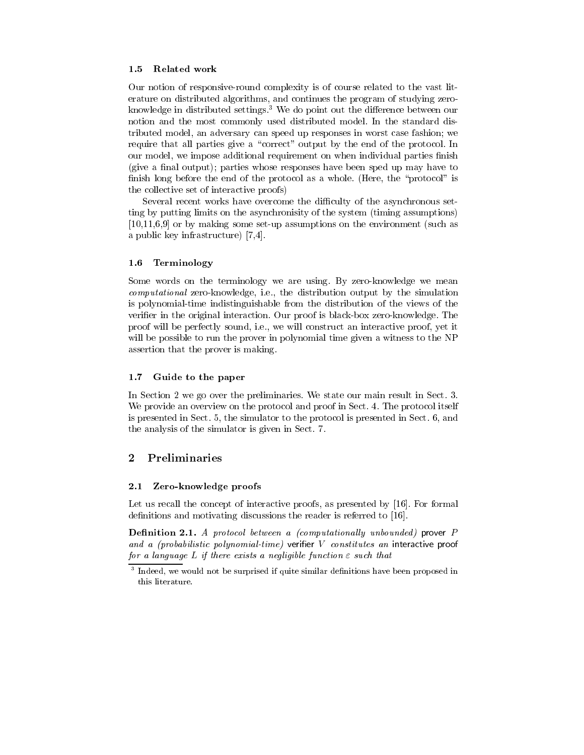### 1.5 Related work

Our notion of responsive-round complexity is of course related to the vast literature on distributed algorithms, and continues the program of studying zero-knowledge in distributed settings.[3] We do point out the difference between our notion and the most commonly used distributed model. In the standard distributed model, an adversary can speed up responses in worst case fashion; we require that all parties give a "correct" output by the end of the protocol. In our model, we impose additional requirement on when individual parties finish (give a final output); parties whose responses have been sped up may have to finish long before the end of the protocol as a whole. (Here, the "protocol" is the collective set of interactive proofs)

Several recent works have overcome the difficulty of the asynchronous setting by putting limits on the asynchronisity of the system (timing assumptions) [10,11,6,9] or by making some set-up assumptions on the environment (such as a public key infrastructure) [7,4].

### 1.6 Terminology

Some words on the terminology we are using. By zero-knowledge we mean *computational* zero-knowledge, i.e., the distribution output by the simulation is polynomial-time indistinguishable from the distribution of the views of the verifier in the original interaction. Our proof is black-box zero-knowledge. The proof will be perfectly sound, i.e., we will construct an interactive proof, yet it will be possible to run the prover in polynomial time given a witness to the NP assertion that the prover is making.

### 1.7 Guide to the paper

In Section 2 we go over the preliminaries. We state our main result in Sect. 3. We provide an overview on the protocol and proof in Sect. 4. The protocol itself is presented in Sect. 5, the simulator to the protocol is presented in Sect. 6, and the analysis of the simulator is given in Sect. 7.

## 2 Preliminaries

### 2.1 Zero-knowledge proofs

Let us recall the concept of interactive proofs, as presented by [16]. For formal definitions and motivating discussions the reader is referred to [16].

**Definition 2.1.** *A protocol between a (computationally unbounded)* prover $P$ *and a (probabilistic polynomial-time)* verifier $V$ *constitutes an* interactive proof *for a language* $L$ *if there exists a negligible function* $\varepsilon$ *such that*

[3] Indeed, we would not be surprised if quite similar definitions have been proposed in this literature.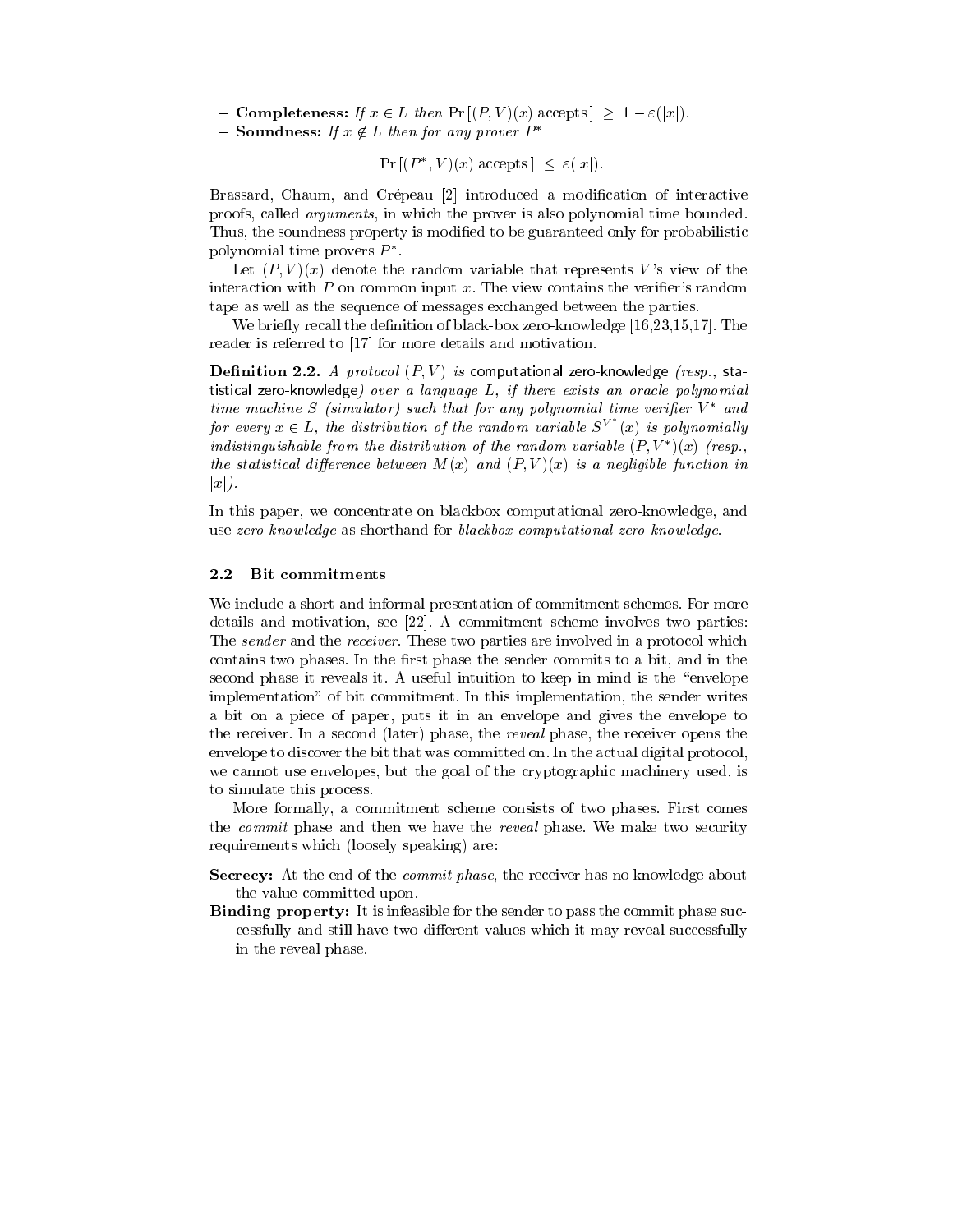– **Completeness:** *If $x \in L$ then* $\Pr[(P,V)(x) \text{ accepts}] \geq 1 - \varepsilon(|x|)$.
– **Soundness:** *If $x \notin L$ then for any prover $P^*$*

$$\Pr[(P^*,V)(x) \text{ accepts}] \leq \varepsilon(|x|).$$

Brassard, Chaum, and Crépeau [2] introduced a modification of interactive proofs, called *arguments*, in which the prover is also polynomial time bounded. Thus, the soundness property is modified to be guaranteed only for probabilistic polynomial time provers $P^*$.

Let $(P,V)(x)$ denote the random variable that represents $V$'s view of the interaction with $P$ on common input $x$. The view contains the verifier's random tape as well as the sequence of messages exchanged between the parties.

We briefly recall the definition of black-box zero-knowledge [16,23,15,17]. The reader is referred to [17] for more details and motivation.

**Definition 2.2.** *A protocol $(P,V)$ is* computational zero-knowledge *(resp.,* statistical zero-knowledge*) over a language $L$, if there exists an oracle polynomial time machine $S$ (simulator) such that for any polynomial time verifier $V^*$ and for every $x \in L$, the distribution of the random variable $S^{V^*}(x)$ is polynomially indistinguishable from the distribution of the random variable $(P,V^*)(x)$ (resp., the statistical difference between $M(x)$ and $(P,V)(x)$ is a negligible function in $|x|$).*

In this paper, we concentrate on blackbox computational zero-knowledge, and use *zero-knowledge* as shorthand for *blackbox computational zero-knowledge*.

### 2.2 Bit commitments

We include a short and informal presentation of commitment schemes. For more details and motivation, see [22]. A commitment scheme involves two parties: The *sender* and the *receiver*. These two parties are involved in a protocol which contains two phases. In the first phase the sender commits to a bit, and in the second phase it reveals it. A useful intuition to keep in mind is the "envelope implementation" of bit commitment. In this implementation, the sender writes a bit on a piece of paper, puts it in an envelope and gives the envelope to the receiver. In a second (later) phase, the *reveal* phase, the receiver opens the envelope to discover the bit that was committed on. In the actual digital protocol, we cannot use envelopes, but the goal of the cryptographic machinery used, is to simulate this process.

More formally, a commitment scheme consists of two phases. First comes the *commit* phase and then we have the *reveal* phase. We make two security requirements which (loosely speaking) are:

**Secrecy:** At the end of the *commit phase*, the receiver has no knowledge about the value committed upon.

**Binding property:** It is infeasible for the sender to pass the commit phase successfully and still have two different values which it may reveal successfully in the reveal phase.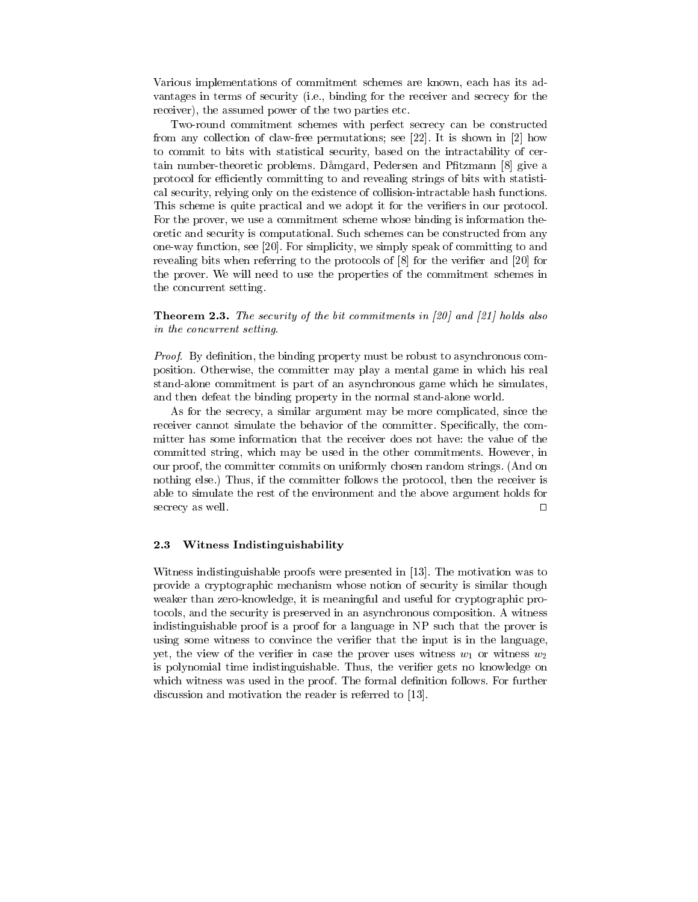Various implementations of commitment schemes are known, each has its advantages in terms of security (i.e., binding for the receiver and secrecy for the receiver), the assumed power of the two parties etc.

Two-round commitment schemes with perfect secrecy can be constructed from any collection of claw-free permutations; see [22]. It is shown in [2] how to commit to bits with statistical security, based on the intractability of certain number-theoretic problems. Dåmgard, Pedersen and Pfitzmann [8] give a protocol for efficiently committing to and revealing strings of bits with statistical security, relying only on the existence of collision-intractable hash functions. This scheme is quite practical and we adopt it for the verifiers in our protocol. For the prover, we use a commitment scheme whose binding is information theoretic and security is computational. Such schemes can be constructed from any one-way function, see [20]. For simplicity, we simply speak of committing to and revealing bits when referring to the protocols of [8] for the verifier and [20] for the prover. We will need to use the properties of the commitment schemes in the concurrent setting.

**Theorem 2.3.** *The security of the bit commitments in [20] and [21] holds also in the concurrent setting.*

*Proof.* By definition, the binding property must be robust to asynchronous composition. Otherwise, the committer may play a mental game in which his real stand-alone commitment is part of an asynchronous game which he simulates, and then defeat the binding property in the normal stand-alone world.

As for the secrecy, a similar argument may be more complicated, since the receiver cannot simulate the behavior of the committer. Specifically, the committer has some information that the receiver does not have: the value of the committed string, which may be used in the other commitments. However, in our proof, the committer commits on uniformly chosen random strings. (And on nothing else.) Thus, if the committer follows the protocol, then the receiver is able to simulate the rest of the environment and the above argument holds for secrecy as well. □

### 2.3 Witness Indistinguishability

Witness indistinguishable proofs were presented in [13]. The motivation was to provide a cryptographic mechanism whose notion of security is similar though weaker than zero-knowledge, it is meaningful and useful for cryptographic protocols, and the security is preserved in an asynchronous composition. A witness indistinguishable proof is a proof for a language in NP such that the prover is using some witness to convince the verifier that the input is in the language, yet, the view of the verifier in case the prover uses witness $w_1$ or witness $w_2$ is polynomial time indistinguishable. Thus, the verifier gets no knowledge on which witness was used in the proof. The formal definition follows. For further discussion and motivation the reader is referred to [13].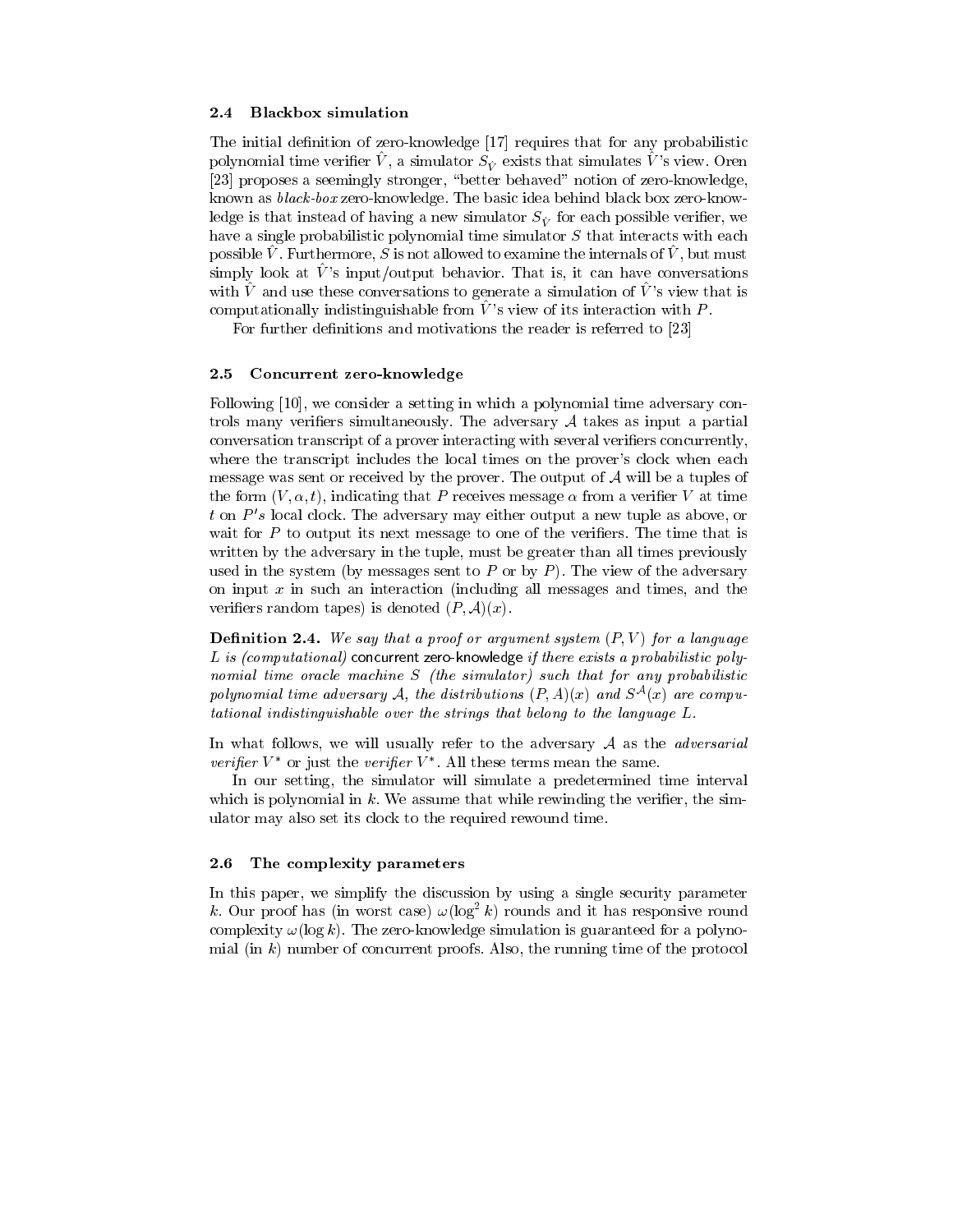### 2.4 Blackbox simulation

The initial definition of zero-knowledge [17] requires that for any probabilistic polynomial time verifier $\hat{V}$, a simulator $S_{\hat{V}}$ exists that simulates $\hat{V}$'s view. Oren [23] proposes a seemingly stronger, "better behaved" notion of zero-knowledge, known as *black-box* zero-knowledge. The basic idea behind black box zero-knowledge is that instead of having a new simulator $S_{\hat{V}}$ for each possible verifier, we have a single probabilistic polynomial time simulator $S$ that interacts with each possible $\hat{V}$. Furthermore, $S$ is not allowed to examine the internals of $\hat{V}$, but must simply look at $\hat{V}$'s input/output behavior. That is, it can have conversations with $\hat{V}$ and use these conversations to generate a simulation of $\hat{V}$'s view that is computationally indistinguishable from $\hat{V}$'s view of its interaction with $P$.

For further definitions and motivations the reader is referred to [23]

### 2.5 Concurrent zero-knowledge

Following [10], we consider a setting in which a polynomial time adversary controls many verifiers simultaneously. The adversary $\mathcal{A}$ takes as input a partial conversation transcript of a prover interacting with several verifiers concurrently, where the transcript includes the local times on the prover's clock when each message was sent or received by the prover. The output of $\mathcal{A}$ will be a tuples of the form $(V, \alpha, t)$, indicating that $P$ receives message $\alpha$ from a verifier $V$ at time $t$ on $P's$ local clock. The adversary may either output a new tuple as above, or wait for $P$ to output its next message to one of the verifiers. The time that is written by the adversary in the tuple, must be greater than all times previously used in the system (by messages sent to $P$ or by $P$). The view of the adversary on input $x$ in such an interaction (including all messages and times, and the verifiers random tapes) is denoted $(P, \mathcal{A})(x)$.

**Definition 2.4.** *We say that a proof or argument system $(P, V)$ for a language $L$ is (computational)* concurrent zero-knowledge *if there exists a probabilistic polynomial time oracle machine $S$ (the simulator) such that for any probabilistic polynomial time adversary $\mathcal{A}$, the distributions $(P, A)(x)$ and $S^{\mathcal{A}}(x)$ are computational indistinguishable over the strings that belong to the language $L$.*

In what follows, we will usually refer to the adversary $\mathcal{A}$ as the *adversarial verifier* $V^*$ or just the *verifier* $V^*$. All these terms mean the same.

In our setting, the simulator will simulate a predetermined time interval which is polynomial in $k$. We assume that while rewinding the verifier, the simulator may also set its clock to the required rewound time.

### 2.6 The complexity parameters

In this paper, we simplify the discussion by using a single security parameter $k$. Our proof has (in worst case) $\omega(\log^2 k)$ rounds and it has responsive round complexity $\omega(\log k)$. The zero-knowledge simulation is guaranteed for a polynomial (in $k$) number of concurrent proofs. Also, the running time of the protocol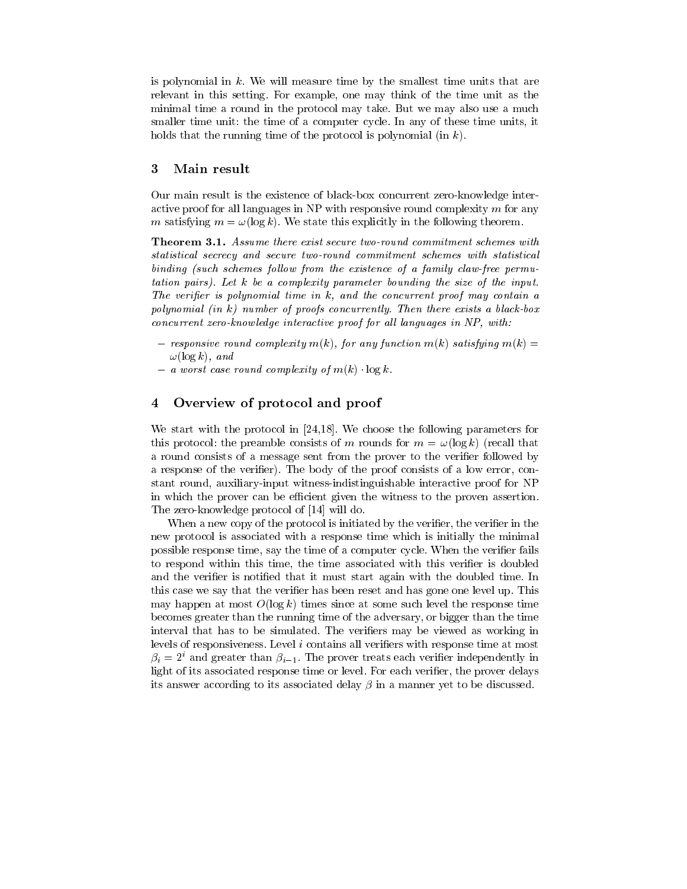is polynomial in $k$. We will measure time by the smallest time units that are relevant in this setting. For example, one may think of the time unit as the minimal time a round in the protocol may take. But we may also use a much smaller time unit: the time of a computer cycle. In any of these time units, it holds that the running time of the protocol is polynomial (in $k$).

## 3 Main result

Our main result is the existence of black-box concurrent zero-knowledge interactive proof for all languages in NP with responsive round complexity $m$ for any $m$ satisfying $m = \omega(\log k)$. We state this explicitly in the following theorem.

**Theorem 3.1.** *Assume there exist secure two-round commitment schemes with statistical secrecy and secure two-round commitment schemes with statistical binding (such schemes follow from the existence of a family claw-free permutation pairs). Let $k$ be a complexity parameter bounding the size of the input. The verifier is polynomial time in $k$, and the concurrent proof may contain a polynomial (in $k$) number of proofs concurrently. Then there exists a black-box concurrent zero-knowledge interactive proof for all languages in NP, with:*

- *responsive round complexity $m(k)$, for any function $m(k)$ satisfying $m(k) = \omega(\log k)$, and*
- *a worst case round complexity of $m(k) \cdot \log k$.*

## 4 Overview of protocol and proof

We start with the protocol in [24,18]. We choose the following parameters for this protocol: the preamble consists of $m$ rounds for $m = \omega(\log k)$ (recall that a round consists of a message sent from the prover to the verifier followed by a response of the verifier). The body of the proof consists of a low error, constant round, auxiliary-input witness-indistinguishable interactive proof for NP in which the prover can be efficient given the witness to the proven assertion. The zero-knowledge protocol of [14] will do.

When a new copy of the protocol is initiated by the verifier, the verifier in the new protocol is associated with a response time which is initially the minimal possible response time, say the time of a computer cycle. When the verifier fails to respond within this time, the time associated with this verifier is doubled and the verifier is notified that it must start again with the doubled time. In this case we say that the verifier has been reset and has gone one level up. This may happen at most $O(\log k)$ times since at some such level the response time becomes greater than the running time of the adversary, or bigger than the time interval that has to be simulated. The verifiers may be viewed as working in levels of responsiveness. Level $i$ contains all verifiers with response time at most $\beta_i = 2^i$ and greater than $\beta_{i-1}$. The prover treats each verifier independently in light of its associated response time or level. For each verifier, the prover delays its answer according to its associated delay $\beta$ in a manner yet to be discussed.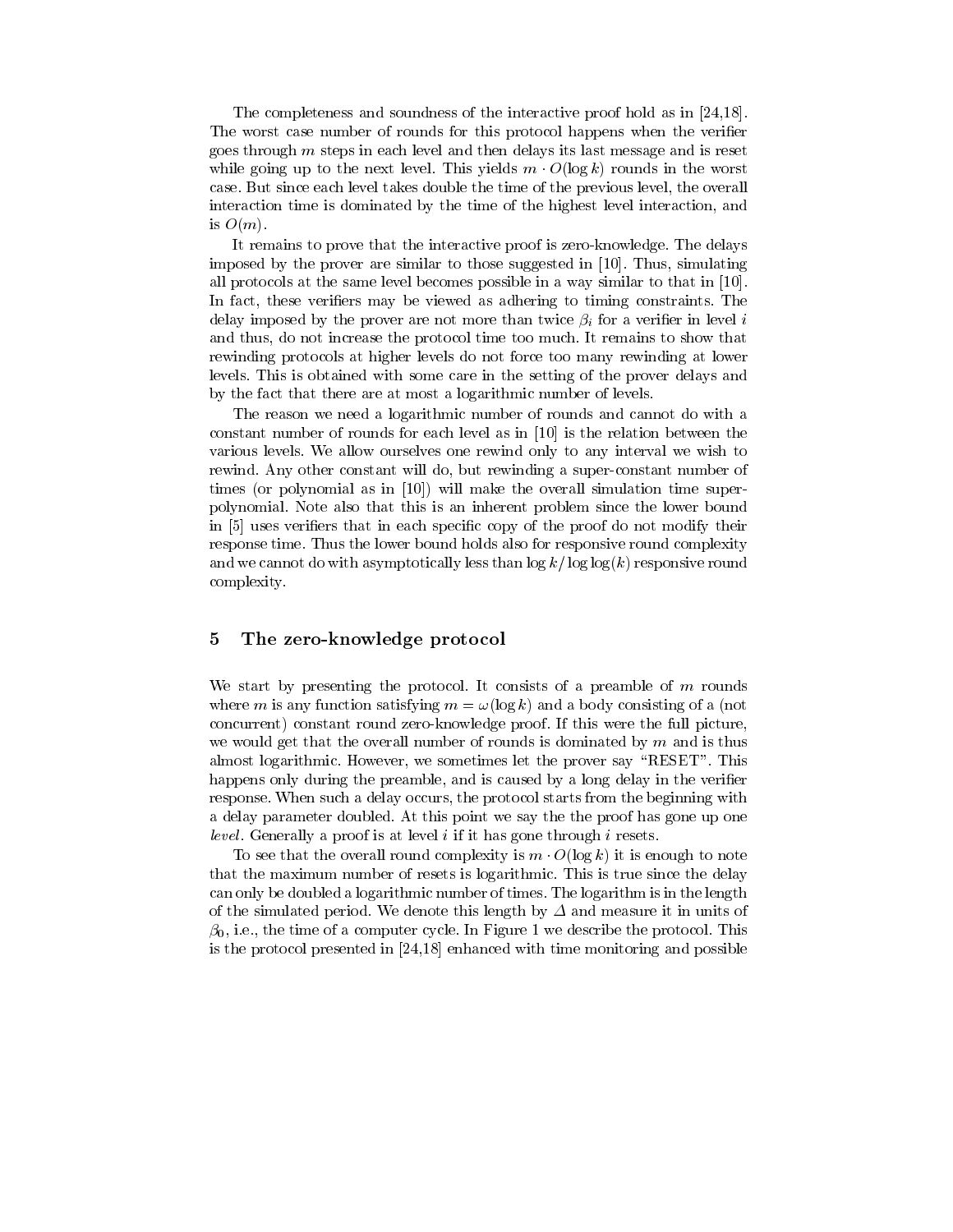The completeness and soundness of the interactive proof hold as in [24,18]. The worst case number of rounds for this protocol happens when the verifier goes through $m$ steps in each level and then delays its last message and is reset while going up to the next level. This yields $m \cdot O(\log k)$ rounds in the worst case. But since each level takes double the time of the previous level, the overall interaction time is dominated by the time of the highest level interaction, and is $O(m)$.

It remains to prove that the interactive proof is zero-knowledge. The delays imposed by the prover are similar to those suggested in [10]. Thus, simulating all protocols at the same level becomes possible in a way similar to that in [10]. In fact, these verifiers may be viewed as adhering to timing constraints. The delay imposed by the prover are not more than twice $\beta_i$ for a verifier in level $i$ and thus, do not increase the protocol time too much. It remains to show that rewinding protocols at higher levels do not force too many rewinding at lower levels. This is obtained with some care in the setting of the prover delays and by the fact that there are at most a logarithmic number of levels.

The reason we need a logarithmic number of rounds and cannot do with a constant number of rounds for each level as in [10] is the relation between the various levels. We allow ourselves one rewind only to any interval we wish to rewind. Any other constant will do, but rewinding a super-constant number of times (or polynomial as in [10]) will make the overall simulation time super-polynomial. Note also that this is an inherent problem since the lower bound in [5] uses verifiers that in each specific copy of the proof do not modify their response time. Thus the lower bound holds also for responsive round complexity and we cannot do with asymptotically less than $\log k / \log\log(k)$ responsive round complexity.

## 5 The zero-knowledge protocol

We start by presenting the protocol. It consists of a preamble of $m$ rounds where $m$ is any function satisfying $m = \omega(\log k)$ and a body consisting of a (not concurrent) constant round zero-knowledge proof. If this were the full picture, we would get that the overall number of rounds is dominated by $m$ and is thus almost logarithmic. However, we sometimes let the prover say "RESET". This happens only during the preamble, and is caused by a long delay in the verifier response. When such a delay occurs, the protocol starts from the beginning with a delay parameter doubled. At this point we say the the proof has gone up one *level*. Generally a proof is at level $i$ if it has gone through $i$ resets.

To see that the overall round complexity is $m \cdot O(\log k)$ it is enough to note that the maximum number of resets is logarithmic. This is true since the delay can only be doubled a logarithmic number of times. The logarithm is in the length of the simulated period. We denote this length by $\Delta$ and measure it in units of $\beta_0$, i.e., the time of a computer cycle. In Figure 1 we describe the protocol. This is the protocol presented in [24,18] enhanced with time monitoring and possible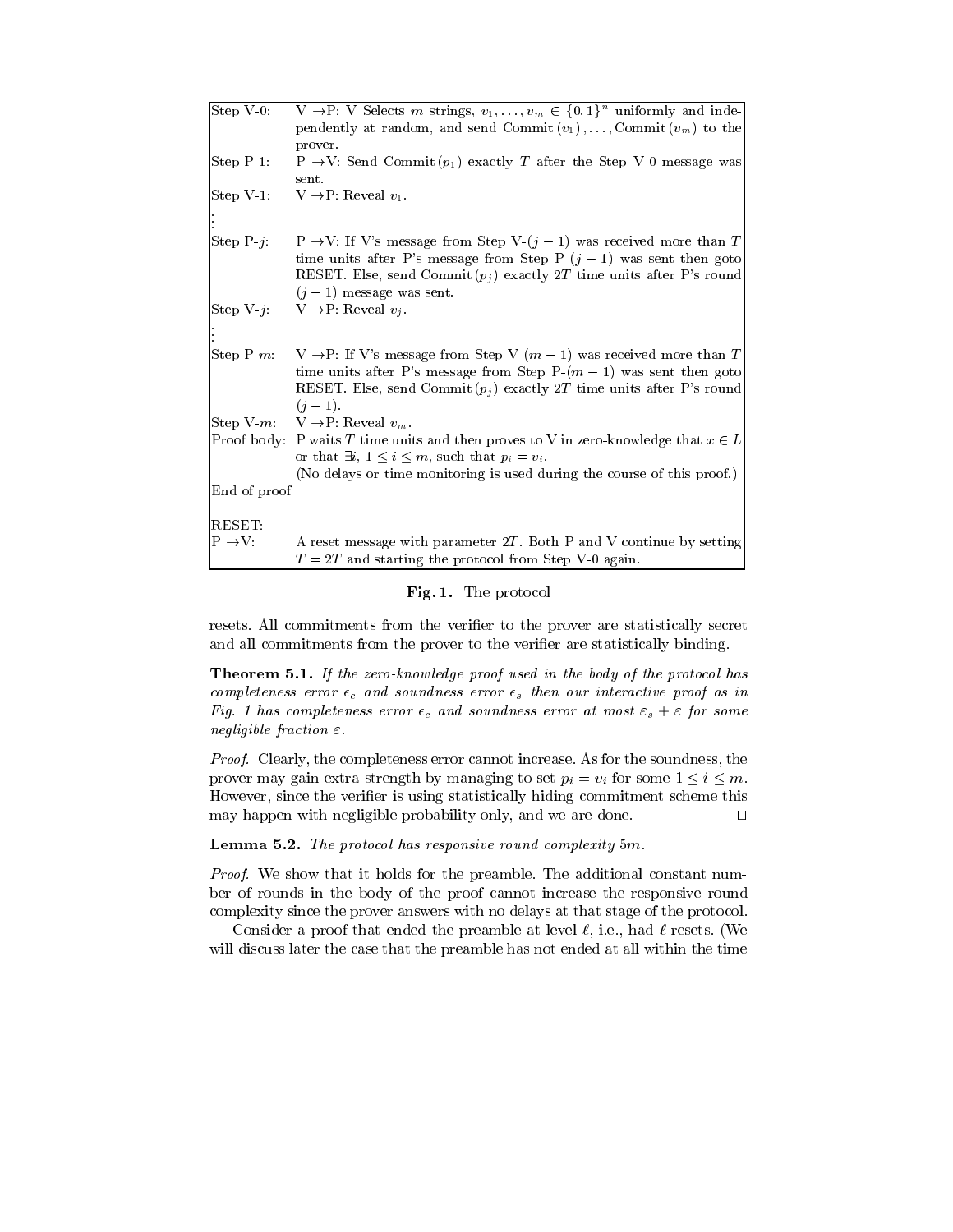| | |
|---|---|
| Step V-0: | V $\rightarrow$P: V Selects $m$ strings, $v_1, \ldots, v_m \in \{0,1\}^n$ uniformly and independently at random, and send Commit $(v_1), \ldots,$ Commit $(v_m)$ to the prover. |
| Step P-1: | P $\rightarrow$V: Send Commit $(p_1)$ exactly $T$ after the Step V-0 message was sent. |
| Step V-1: | V $\rightarrow$P: Reveal $v_1$. |
| $\vdots$ | |
| Step P-$j$: | P $\rightarrow$V: If V's message from Step V-$(j-1)$ was received more than $T$ time units after P's message from Step P-$(j-1)$ was sent then goto RESET. Else, send Commit $(p_j)$ exactly $2T$ time units after P's round $(j-1)$ message was sent. |
| Step V-$j$: | V $\rightarrow$P: Reveal $v_j$. |
| $\vdots$ | |
| Step P-$m$: | V $\rightarrow$P: If V's message from Step V-$(m-1)$ was received more than $T$ time units after P's message from Step P-$(m-1)$ was sent then goto RESET. Else, send Commit $(p_j)$ exactly $2T$ time units after P's round $(j-1)$. |
| Step V-$m$: | V $\rightarrow$P: Reveal $v_m$. |
| Proof body: | P waits $T$ time units and then proves to V in zero-knowledge that $x \in L$ or that $\exists i$, $1 \leq i \leq m$, such that $p_i = v_i$. (No delays or time monitoring is used during the course of this proof.) |
| End of proof | |
| RESET: | |
| P $\rightarrow$V: | A reset message with parameter $2T$. Both P and V continue by setting $T = 2T$ and starting the protocol from Step V-0 again. |

**Fig. 1.** The protocol

resets. All commitments from the verifier to the prover are statistically secret and all commitments from the prover to the verifier are statistically binding.

**Theorem 5.1.** *If the zero-knowledge proof used in the body of the protocol has completeness error $\epsilon_c$ and soundness error $\epsilon_s$ then our interactive proof as in Fig. 1 has completeness error $\epsilon_c$ and soundness error at most $\varepsilon_s + \varepsilon$ for some negligible fraction $\varepsilon$.*

*Proof.* Clearly, the completeness error cannot increase. As for the soundness, the prover may gain extra strength by managing to set $p_i = v_i$ for some $1 \leq i \leq m$. However, since the verifier is using statistically hiding commitment scheme this may happen with negligible probability only, and we are done. □

**Lemma 5.2.** *The protocol has responsive round complexity $5m$.*

*Proof.* We show that it holds for the preamble. The additional constant number of rounds in the body of the proof cannot increase the responsive round complexity since the prover answers with no delays at that stage of the protocol.

Consider a proof that ended the preamble at level $\ell$, i.e., had $\ell$ resets. (We will discuss later the case that the preamble has not ended at all within the time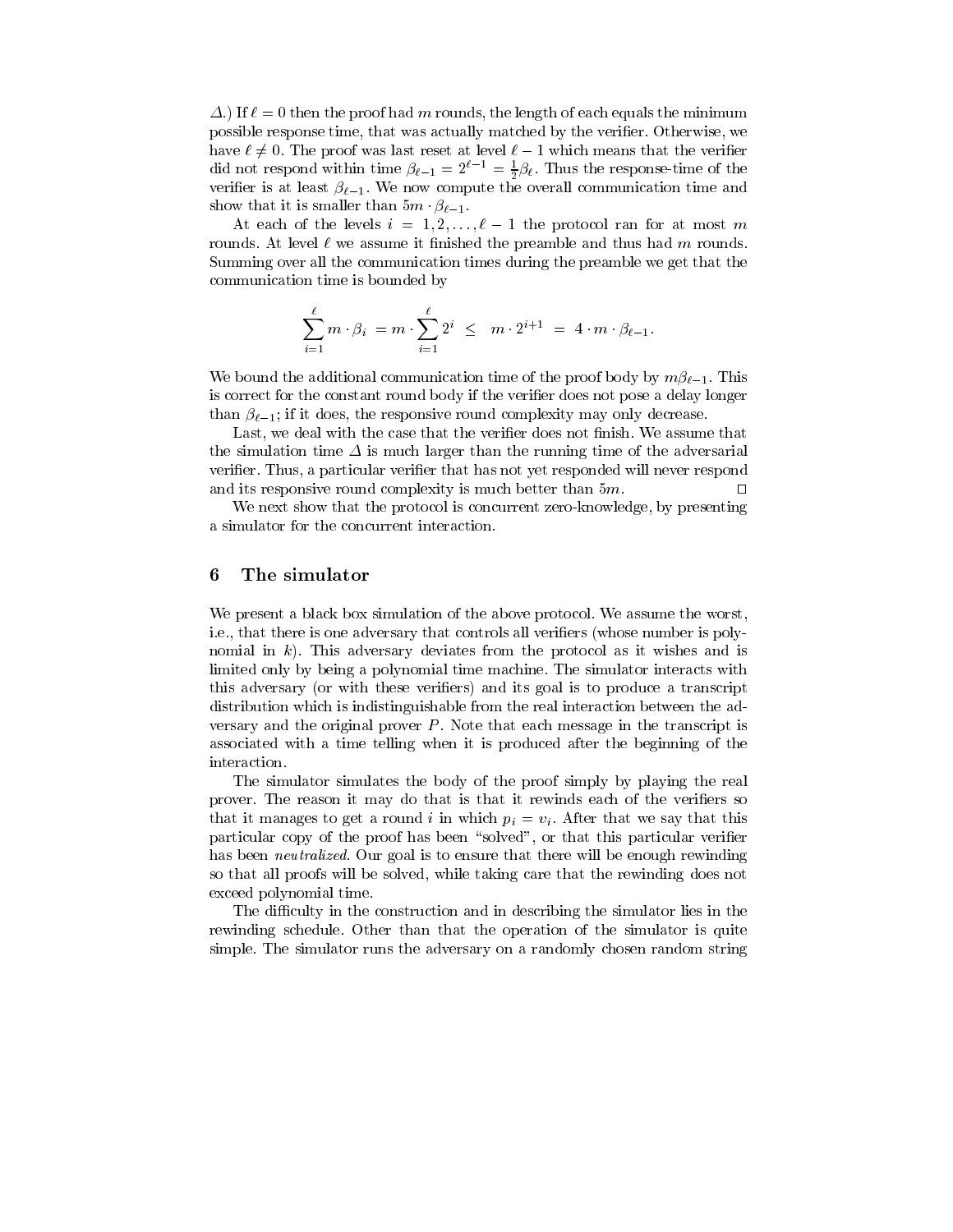$\Delta$.) If $\ell = 0$ then the proof had $m$ rounds, the length of each equals the minimum possible response time, that was actually matched by the verifier. Otherwise, we have $\ell \neq 0$. The proof was last reset at level $\ell - 1$ which means that the verifier did not respond within time $\beta_{\ell-1} = 2^{\ell-1} = \frac{1}{2}\beta_\ell$. Thus the response-time of the verifier is at least $\beta_{\ell-1}$. We now compute the overall communication time and show that it is smaller than $5m \cdot \beta_{\ell-1}$.

At each of the levels $i = 1, 2, \ldots, \ell - 1$ the protocol ran for at most $m$ rounds. At level $\ell$ we assume it finished the preamble and thus had $m$ rounds. Summing over all the communication times during the preamble we get that the communication time is bounded by

$$\sum_{i=1}^{\ell} m \cdot \beta_i \;= m \cdot \sum_{i=1}^{\ell} 2^i \;\leq\; m \cdot 2^{i+1} \;=\; 4 \cdot m \cdot \beta_{\ell-1}.$$

We bound the additional communication time of the proof body by $m\beta_{\ell-1}$. This is correct for the constant round body if the verifier does not pose a delay longer than $\beta_{\ell-1}$; if it does, the responsive round complexity may only decrease.

Last, we deal with the case that the verifier does not finish. We assume that the simulation time $\Delta$ is much larger than the running time of the adversarial verifier. Thus, a particular verifier that has not yet responded will never respond and its responsive round complexity is much better than $5m$. $\square$

We next show that the protocol is concurrent zero-knowledge, by presenting a simulator for the concurrent interaction.

## 6 The simulator

We present a black box simulation of the above protocol. We assume the worst, i.e., that there is one adversary that controls all verifiers (whose number is polynomial in $k$). This adversary deviates from the protocol as it wishes and is limited only by being a polynomial time machine. The simulator interacts with this adversary (or with these verifiers) and its goal is to produce a transcript distribution which is indistinguishable from the real interaction between the adversary and the original prover $P$. Note that each message in the transcript is associated with a time telling when it is produced after the beginning of the interaction.

The simulator simulates the body of the proof simply by playing the real prover. The reason it may do that is that it rewinds each of the verifiers so that it manages to get a round $i$ in which $p_i = v_i$. After that we say that this particular copy of the proof has been "solved", or that this particular verifier has been *neutralized*. Our goal is to ensure that there will be enough rewinding so that all proofs will be solved, while taking care that the rewinding does not exceed polynomial time.

The difficulty in the construction and in describing the simulator lies in the rewinding schedule. Other than that the operation of the simulator is quite simple. The simulator runs the adversary on a randomly chosen random string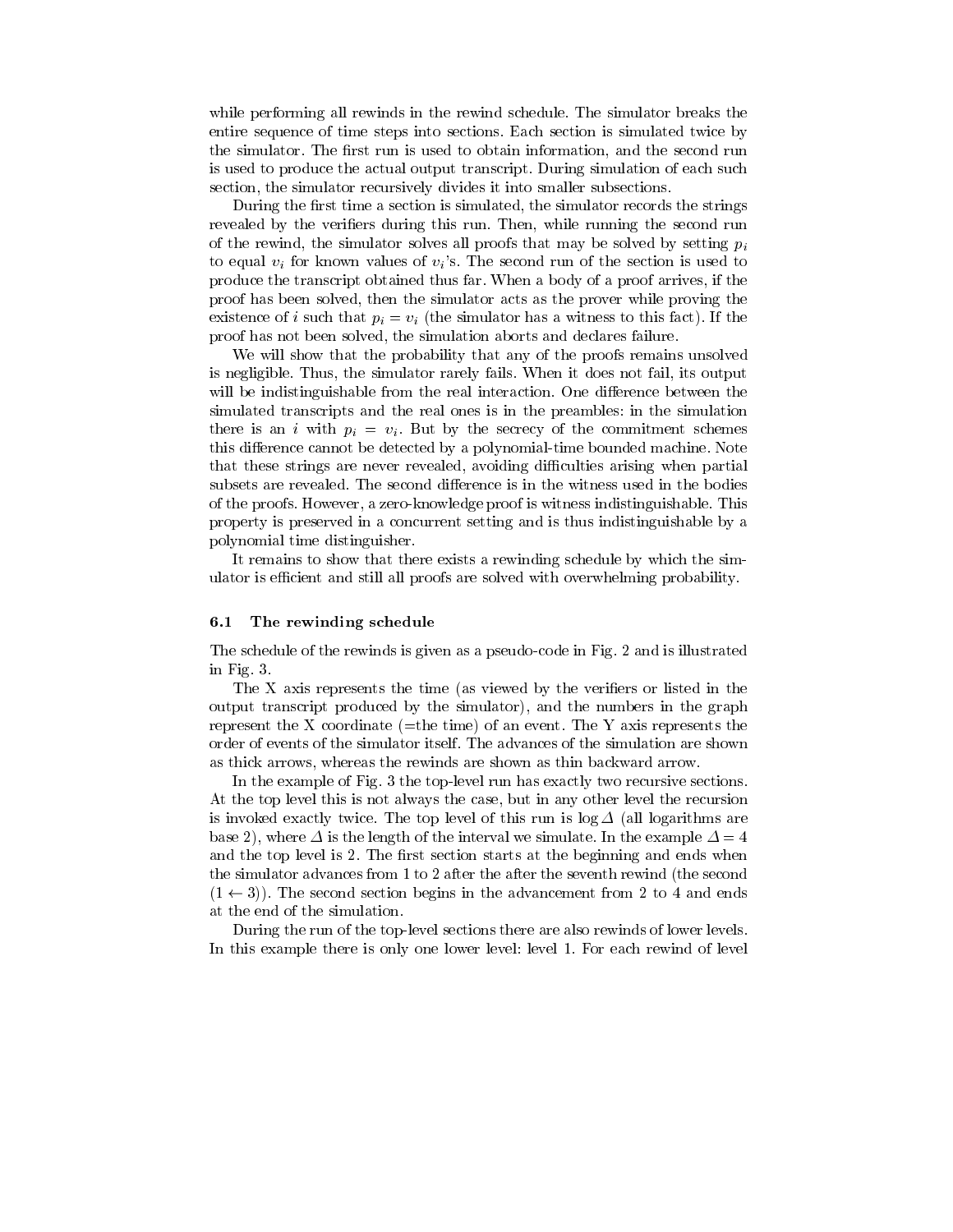while performing all rewinds in the rewind schedule. The simulator breaks the entire sequence of time steps into sections. Each section is simulated twice by the simulator. The first run is used to obtain information, and the second run is used to produce the actual output transcript. During simulation of each such section, the simulator recursively divides it into smaller subsections.

During the first time a section is simulated, the simulator records the strings revealed by the verifiers during this run. Then, while running the second run of the rewind, the simulator solves all proofs that may be solved by setting $p_i$ to equal $v_i$ for known values of $v_i$'s. The second run of the section is used to produce the transcript obtained thus far. When a body of a proof arrives, if the proof has been solved, then the simulator acts as the prover while proving the existence of $i$ such that $p_i = v_i$ (the simulator has a witness to this fact). If the proof has not been solved, the simulation aborts and declares failure.

We will show that the probability that any of the proofs remains unsolved is negligible. Thus, the simulator rarely fails. When it does not fail, its output will be indistinguishable from the real interaction. One difference between the simulated transcripts and the real ones is in the preambles: in the simulation there is an $i$ with $p_i = v_i$. But by the secrecy of the commitment schemes this difference cannot be detected by a polynomial-time bounded machine. Note that these strings are never revealed, avoiding difficulties arising when partial subsets are revealed. The second difference is in the witness used in the bodies of the proofs. However, a zero-knowledge proof is witness indistinguishable. This property is preserved in a concurrent setting and is thus indistinguishable by a polynomial time distinguisher.

It remains to show that there exists a rewinding schedule by which the simulator is efficient and still all proofs are solved with overwhelming probability.

### 6.1 The rewinding schedule

The schedule of the rewinds is given as a pseudo-code in Fig. 2 and is illustrated in Fig. 3.

The X axis represents the time (as viewed by the verifiers or listed in the output transcript produced by the simulator), and the numbers in the graph represent the X coordinate (=the time) of an event. The Y axis represents the order of events of the simulator itself. The advances of the simulation are shown as thick arrows, whereas the rewinds are shown as thin backward arrow.

In the example of Fig. 3 the top-level run has exactly two recursive sections. At the top level this is not always the case, but in any other level the recursion is invoked exactly twice. The top level of this run is $\log \Delta$ (all logarithms are base 2), where $\Delta$ is the length of the interval we simulate. In the example $\Delta = 4$ and the top level is 2. The first section starts at the beginning and ends when the simulator advances from 1 to 2 after the after the seventh rewind (the second $(1 \leftarrow 3)$). The second section begins in the advancement from 2 to 4 and ends at the end of the simulation.

During the run of the top-level sections there are also rewinds of lower levels. In this example there is only one lower level: level 1. For each rewind of level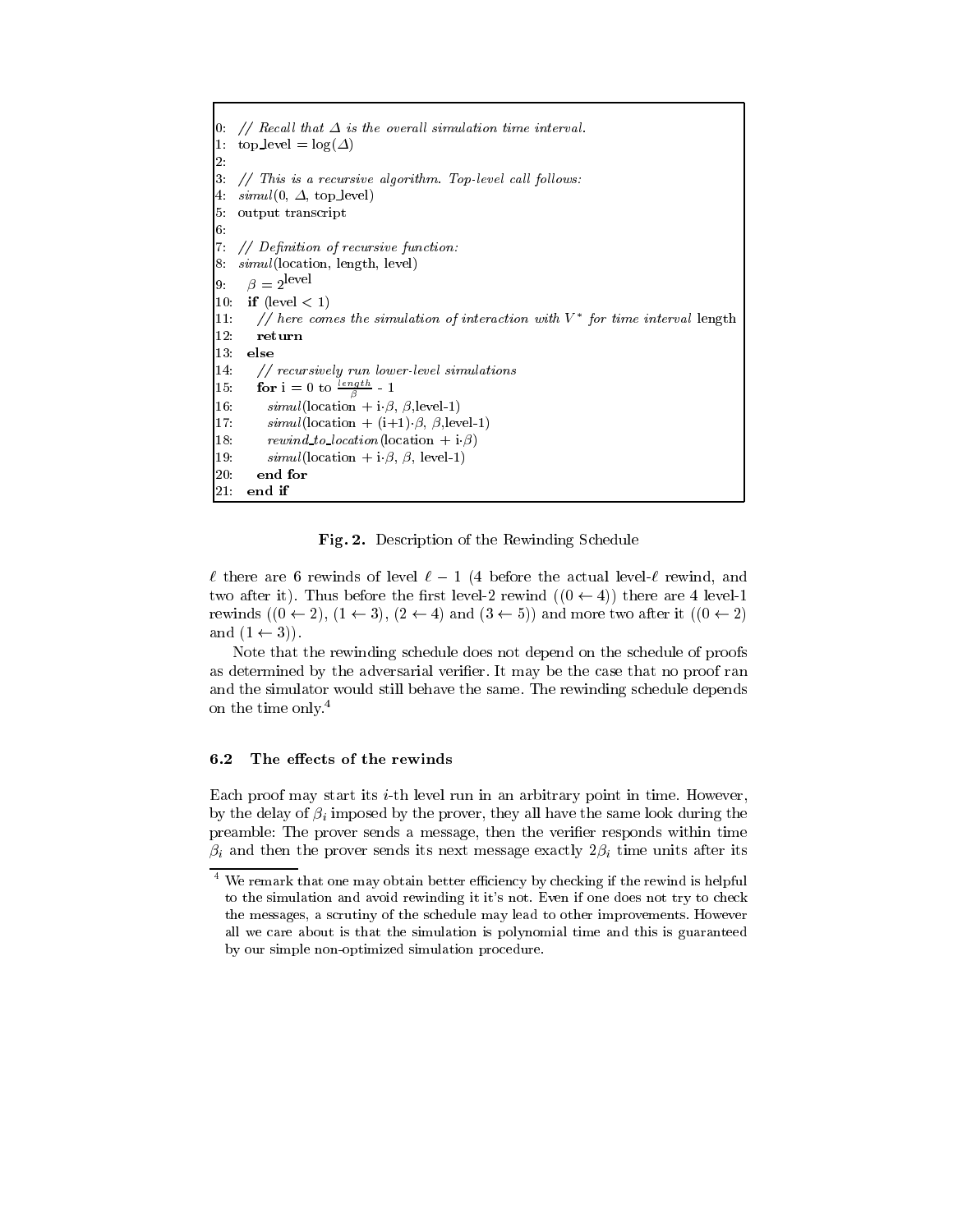```
0:  // Recall that Δ is the overall simulation time interval.
1:  top_level = log(Δ)
2:
3:  // This is a recursive algorithm. Top-level call follows:
4:  simul(0, Δ, top_level)
5:  output transcript
6:
7:  // Definition of recursive function:
8:  simul(location, length, level)
9:    β = 2^level
10:   if (level < 1)
11:     // here comes the simulation of interaction with V* for time interval length
12:     return
13:   else
14:     // recursively run lower-level simulations
15:     for i = 0 to length/β - 1
16:       simul(location + i·β, β,level-1)
17:       simul(location + (i+1)·β, β,level-1)
18:       rewind_to_location(location + i·β)
19:       simul(location + i·β, β, level-1)
20:     end for
21:   end if
```

**Fig. 2.** Description of the Rewinding Schedule

$\ell$ there are 6 rewinds of level $\ell - 1$ (4 before the actual level-$\ell$ rewind, and two after it). Thus before the first level-2 rewind ($(0 \leftarrow 4)$) there are 4 level-1 rewinds ($(0 \leftarrow 2)$, $(1 \leftarrow 3)$, $(2 \leftarrow 4)$ and $(3 \leftarrow 5)$) and more two after it ($(0 \leftarrow 2)$ and $(1 \leftarrow 3)$).

Note that the rewinding schedule does not depend on the schedule of proofs as determined by the adversarial verifier. It may be the case that no proof ran and the simulator would still behave the same. The rewinding schedule depends on the time only.[4]

### 6.2 The effects of the rewinds

Each proof may start its $i$-th level run in an arbitrary point in time. However, by the delay of $\beta_i$ imposed by the prover, they all have the same look during the preamble: The prover sends a message, then the verifier responds within time $\beta_i$ and then the prover sends its next message exactly $2\beta_i$ time units after its

[4] We remark that one may obtain better efficiency by checking if the rewind is helpful to the simulation and avoid rewinding it it's not. Even if one does not try to check the messages, a scrutiny of the schedule may lead to other improvements. However all we care about is that the simulation is polynomial time and this is guaranteed by our simple non-optimized simulation procedure.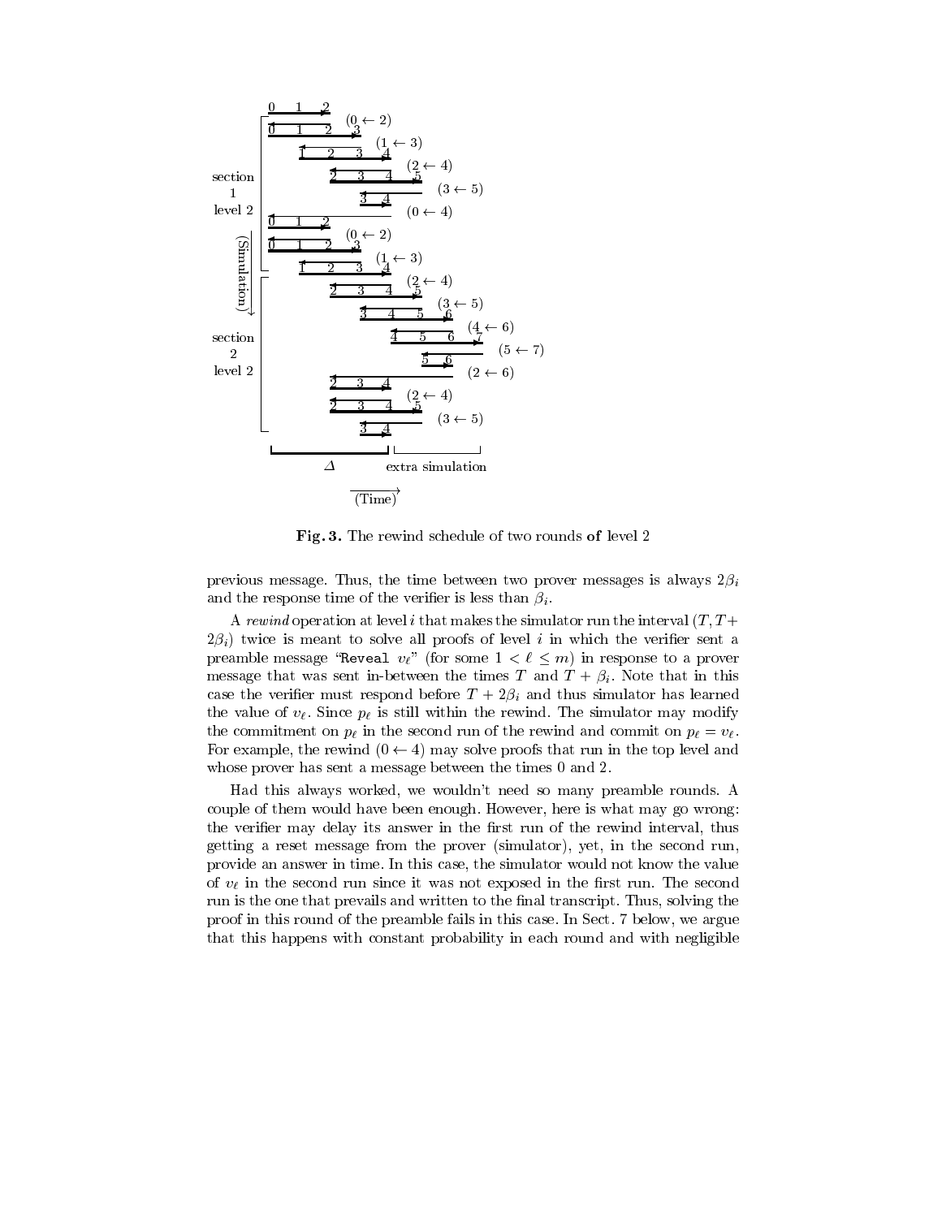**Fig. 3.** The rewind schedule of two rounds **of** level 2

previous message. Thus, the time between two prover messages is always $2\beta_i$ and the response time of the verifier is less than $\beta_i$.

A *rewind* operation at level $i$ that makes the simulator run the interval $(T, T + 2\beta_i)$ twice is meant to solve all proofs of level $i$ in which the verifier sent a preamble message "`Reveal` $v_\ell$" (for some $1 < \ell \leq m$) in response to a prover message that was sent in-between the times $T$ and $T + \beta_i$. Note that in this case the verifier must respond before $T + 2\beta_i$ and thus simulator has learned the value of $v_\ell$. Since $p_\ell$ is still within the rewind. The simulator may modify the commitment on $p_\ell$ in the second run of the rewind and commit on $p_\ell = v_\ell$. For example, the rewind $(0 \leftarrow 4)$ may solve proofs that run in the top level and whose prover has sent a message between the times 0 and 2.

Had this always worked, we wouldn't need so many preamble rounds. A couple of them would have been enough. However, here is what may go wrong: the verifier may delay its answer in the first run of the rewind interval, thus getting a reset message from the prover (simulator), yet, in the second run, provide an answer in time. In this case, the simulator would not know the value of $v_\ell$ in the second run since it was not exposed in the first run. The second run is the one that prevails and written to the final transcript. Thus, solving the proof in this round of the preamble fails in this case. In Sect. 7 below, we argue that this happens with constant probability in each round and with negligible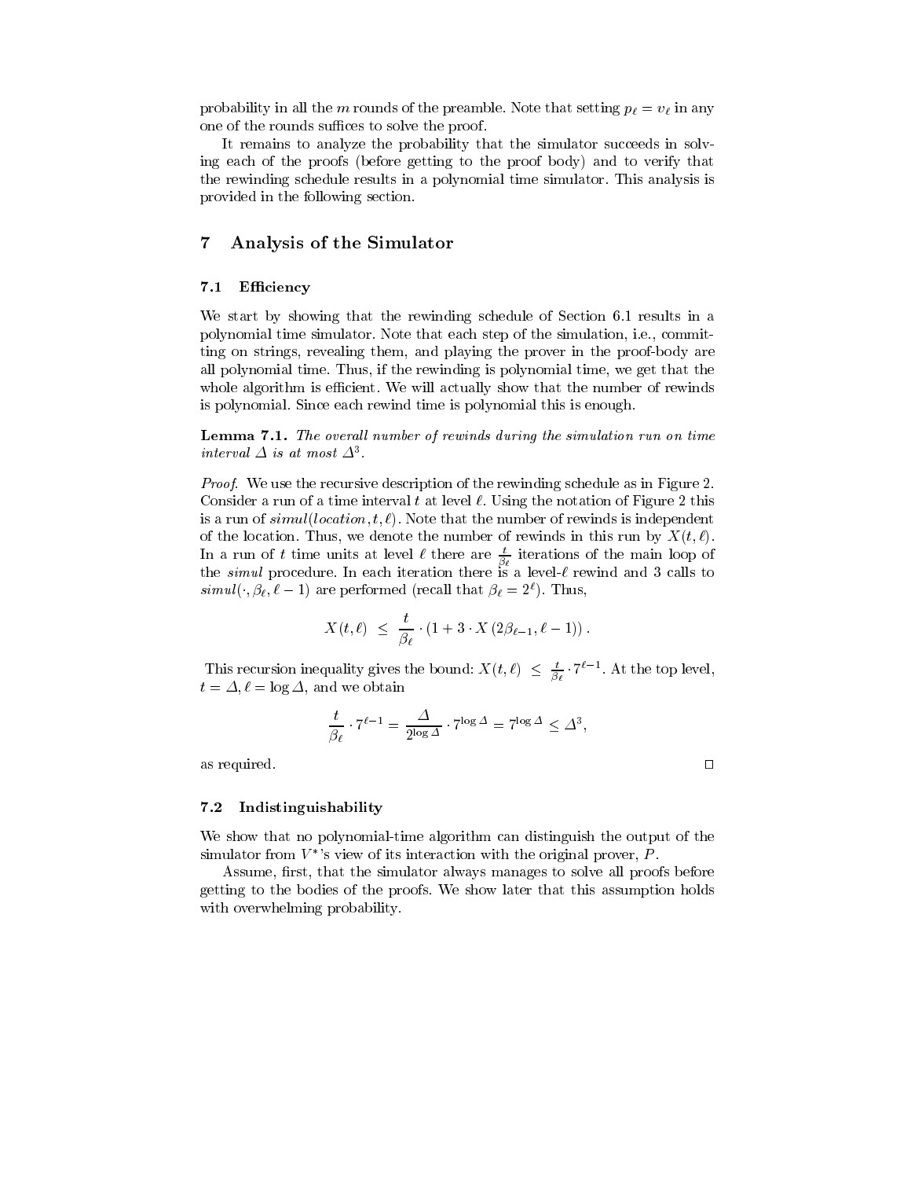probability in all the $m$ rounds of the preamble. Note that setting $p_\ell = v_\ell$ in any one of the rounds suffices to solve the proof.

It remains to analyze the probability that the simulator succeeds in solving each of the proofs (before getting to the proof body) and to verify that the rewinding schedule results in a polynomial time simulator. This analysis is provided in the following section.

## 7 Analysis of the Simulator

### 7.1 Efficiency

We start by showing that the rewinding schedule of Section 6.1 results in a polynomial time simulator. Note that each step of the simulation, i.e., committing on strings, revealing them, and playing the prover in the proof-body are all polynomial time. Thus, if the rewinding is polynomial time, we get that the whole algorithm is efficient. We will actually show that the number of rewinds is polynomial. Since each rewind time is polynomial this is enough.

**Lemma 7.1.** *The overall number of rewinds during the simulation run on time interval $\Delta$ is at most $\Delta^3$.*

*Proof.* We use the recursive description of the rewinding schedule as in Figure 2. Consider a run of a time interval $t$ at level $\ell$. Using the notation of Figure 2 this is a run of $simul(location, t, \ell)$. Note that the number of rewinds is independent of the location. Thus, we denote the number of rewinds in this run by $X(t, \ell)$. In a run of $t$ time units at level $\ell$ there are $\frac{t}{\beta_\ell}$ iterations of the main loop of the *simul* procedure. In each iteration there is a level-$\ell$ rewind and 3 calls to $simul(\cdot, \beta_\ell, \ell - 1)$ are performed (recall that $\beta_\ell = 2^\ell$). Thus,

$$X(t, \ell) \;\leq\; \frac{t}{\beta_\ell} \cdot \left(1 + 3 \cdot X\left(2\beta_{\ell-1}, \ell - 1\right)\right).$$

This recursion inequality gives the bound: $X(t, \ell) \;\leq\; \frac{t}{\beta_\ell} \cdot 7^{\ell-1}$. At the top level, $t = \Delta$, $\ell = \log \Delta$, and we obtain

$$\frac{t}{\beta_\ell} \cdot 7^{\ell-1} = \frac{\Delta}{2^{\log \Delta}} \cdot 7^{\log \Delta} = 7^{\log \Delta} \leq \Delta^3,$$

as required. □

### 7.2 Indistinguishability

We show that no polynomial-time algorithm can distinguish the output of the simulator from $V^*$'s view of its interaction with the original prover, $P$.

Assume, first, that the simulator always manages to solve all proofs before getting to the bodies of the proofs. We show later that this assumption holds with overwhelming probability.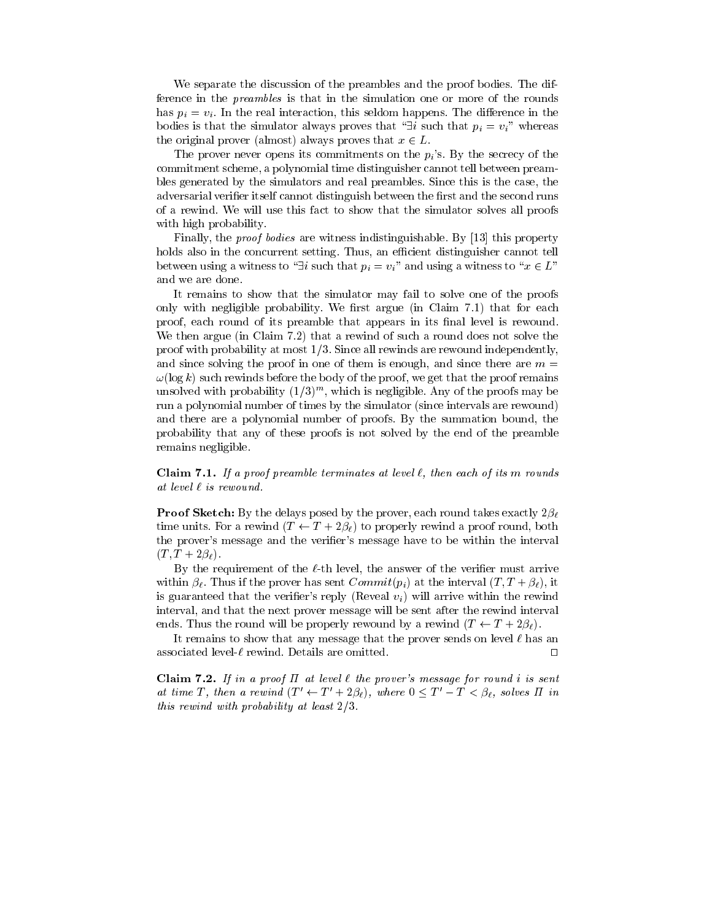We separate the discussion of the preambles and the proof bodies. The difference in the *preambles* is that in the simulation one or more of the rounds has $p_i = v_i$. In the real interaction, this seldom happens. The difference in the bodies is that the simulator always proves that "$\exists i$ such that $p_i = v_i$" whereas the original prover (almost) always proves that $x \in L$.

The prover never opens its commitments on the $p_i$'s. By the secrecy of the commitment scheme, a polynomial time distinguisher cannot tell between preambles generated by the simulators and real preambles. Since this is the case, the adversarial verifier itself cannot distinguish between the first and the second runs of a rewind. We will use this fact to show that the simulator solves all proofs with high probability.

Finally, the *proof bodies* are witness indistinguishable. By [13] this property holds also in the concurrent setting. Thus, an efficient distinguisher cannot tell between using a witness to "$\exists i$ such that $p_i = v_i$" and using a witness to "$x \in L$" and we are done.

It remains to show that the simulator may fail to solve one of the proofs only with negligible probability. We first argue (in Claim 7.1) that for each proof, each round of its preamble that appears in its final level is rewound. We then argue (in Claim 7.2) that a rewind of such a round does not solve the proof with probability at most $1/3$. Since all rewinds are rewound independently, and since solving the proof in one of them is enough, and since there are $m = \omega(\log k)$ such rewinds before the body of the proof, we get that the proof remains unsolved with probability $(1/3)^m$, which is negligible. Any of the proofs may be run a polynomial number of times by the simulator (since intervals are rewound) and there are a polynomial number of proofs. By the summation bound, the probability that any of these proofs is not solved by the end of the preamble remains negligible.

**Claim 7.1.** *If a proof preamble terminates at level $\ell$, then each of its $m$ rounds at level $\ell$ is rewound.*

**Proof Sketch:** By the delays posed by the prover, each round takes exactly $2\beta_\ell$ time units. For a rewind $(T \leftarrow T + 2\beta_\ell)$ to properly rewind a proof round, both the prover's message and the verifier's message have to be within the interval $(T, T + 2\beta_\ell)$.

By the requirement of the $\ell$-th level, the answer of the verifier must arrive within $\beta_\ell$. Thus if the prover has sent $Commit(p_i)$ at the interval $(T, T + \beta_\ell)$, it is guaranteed that the verifier's reply (Reveal $v_i$) will arrive within the rewind interval, and that the next prover message will be sent after the rewind interval ends. Thus the round will be properly rewound by a rewind $(T \leftarrow T + 2\beta_\ell)$.

It remains to show that any message that the prover sends on level $\ell$ has an associated level-$\ell$ rewind. Details are omitted. □

**Claim 7.2.** *If in a proof $\Pi$ at level $\ell$ the prover's message for round $i$ is sent at time $T$, then a rewind $(T' \leftarrow T' + 2\beta_\ell)$, where $0 \leq T' - T < \beta_\ell$, solves $\Pi$ in this rewind with probability at least $2/3$.*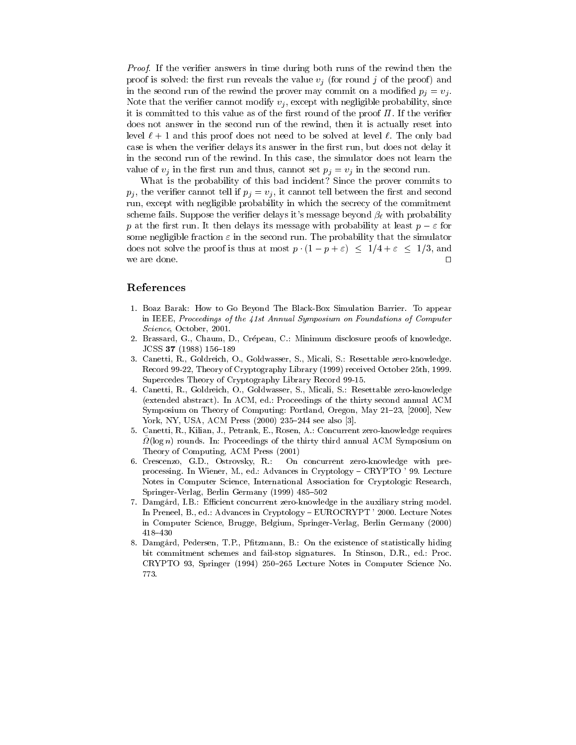*Proof.* If the verifier answers in time during both runs of the rewind then the proof is solved: the first run reveals the value $v_j$ (for round $j$ of the proof) and in the second run of the rewind the prover may commit on a modified $p_j = v_j$. Note that the verifier cannot modify $v_j$, except with negligible probability, since it is committed to this value as of the first round of the proof $\Pi$. If the verifier does not answer in the second run of the rewind, then it is actually reset into level $\ell + 1$ and this proof does not need to be solved at level $\ell$. The only bad case is when the verifier delays its answer in the first run, but does not delay it in the second run of the rewind. In this case, the simulator does not learn the value of $v_j$ in the first run and thus, cannot set $p_j = v_j$ in the second run.

What is the probability of this bad incident? Since the prover commits to $p_j$, the verifier cannot tell if $p_j = v_j$, it cannot tell between the first and second run, except with negligible probability in which the secrecy of the commitment scheme fails. Suppose the verifier delays it's message beyond $\beta_\ell$ with probability $p$ at the first run. It then delays its message with probability at least $p - \varepsilon$ for some negligible fraction $\varepsilon$ in the second run. The probability that the simulator does not solve the proof is thus at most $p \cdot (1 - p + \varepsilon) \leq 1/4 + \varepsilon \leq 1/3$, and we are done. $\square$

## References

1. Boaz Barak: How to Go Beyond The Black-Box Simulation Barrier. To appear in IEEE, *Proceedings of the 41st Annual Symposium on Foundations of Computer Science*, October, 2001.
2. Brassard, G., Chaum, D., Crépeau, C.: Minimum disclosure proofs of knowledge. JCSS **37** (1988) 156–189
3. Canetti, R., Goldreich, O., Goldwasser, S., Micali, S.: Resettable zero-knowledge. Record 99-22, Theory of Cryptography Library (1999) received October 25th, 1999. Supercedes Theory of Cryptography Library Record 99-15.
4. Canetti, R., Goldreich, O., Goldwasser, S., Micali, S.: Resettable zero-knowledge (extended abstract). In ACM, ed.: Proceedings of the thirty second annual ACM Symposium on Theory of Computing: Portland, Oregon, May 21–23, [2000], New York, NY, USA, ACM Press (2000) 235–244 see also [3].
5. Canetti, R., Kilian, J., Petrank, E., Rosen, A.: Concurrent zero-knowledge requires $\tilde{\Omega}(\log n)$ rounds. In: Proceedings of the thirty third annual ACM Symposium on Theory of Computing, ACM Press (2001)
6. Crescenzo, G.D., Ostrovsky, R.: On concurrent zero-knowledge with pre-processing. In Wiener, M., ed.: Advances in Cryptology – CRYPTO ' 99. Lecture Notes in Computer Science, International Association for Cryptologic Research, Springer-Verlag, Berlin Germany (1999) 485–502
7. Damgård, I.B.: Efficient concurrent zero-knowledge in the auxiliary string model. In Preneel, B., ed.: Advances in Cryptology – EUROCRYPT ' 2000. Lecture Notes in Computer Science, Brugge, Belgium, Springer-Verlag, Berlin Germany (2000) 418–430
8. Damgård, Pedersen, T.P., Pfitzmann, B.: On the existence of statistically hiding bit commitment schemes and fail-stop signatures. In Stinson, D.R., ed.: Proc. CRYPTO 93, Springer (1994) 250–265 Lecture Notes in Computer Science No. 773.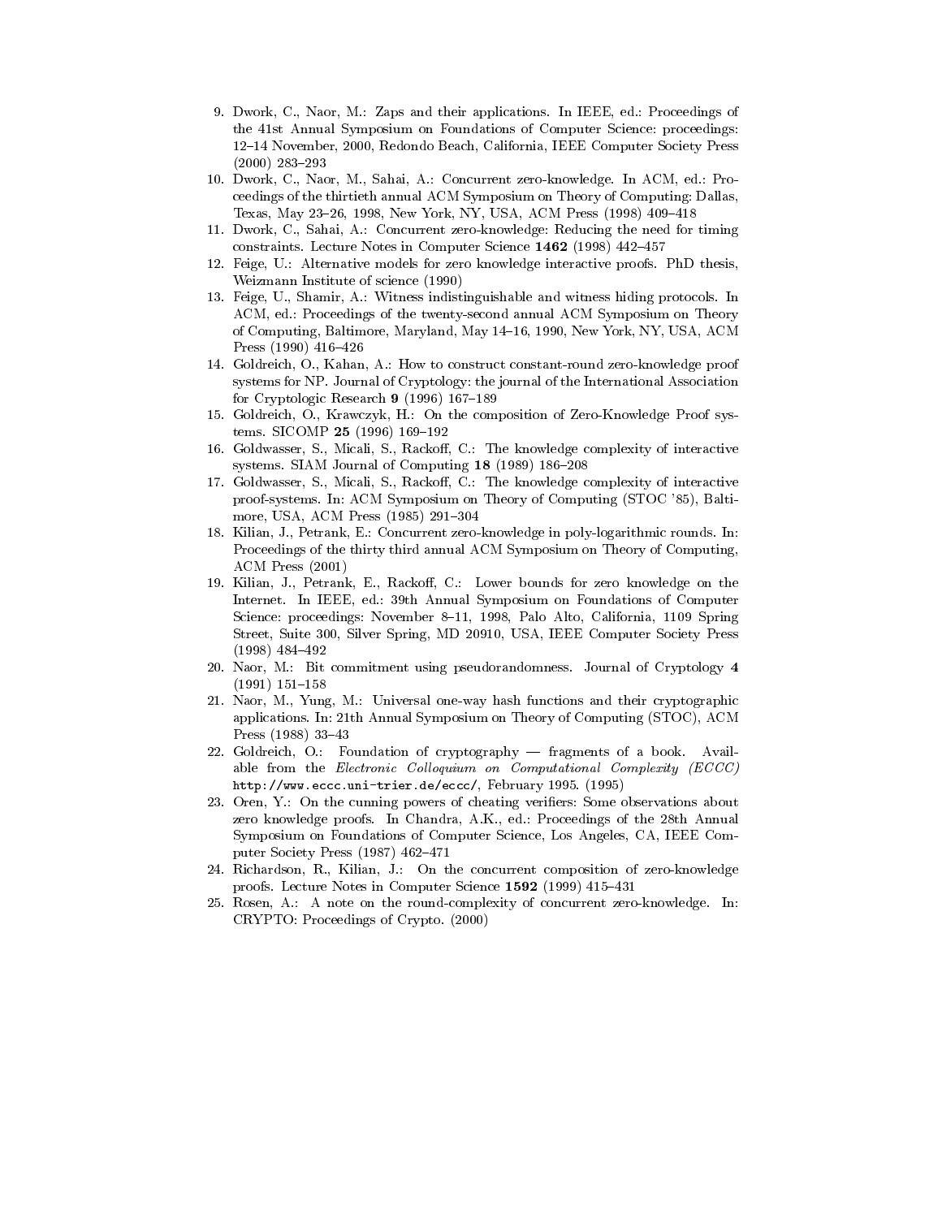9. Dwork, C., Naor, M.: Zaps and their applications. In IEEE, ed.: Proceedings of the 41st Annual Symposium on Foundations of Computer Science: proceedings: 12–14 November, 2000, Redondo Beach, California, IEEE Computer Society Press (2000) 283–293
10. Dwork, C., Naor, M., Sahai, A.: Concurrent zero-knowledge. In ACM, ed.: Proceedings of the thirtieth annual ACM Symposium on Theory of Computing: Dallas, Texas, May 23–26, 1998, New York, NY, USA, ACM Press (1998) 409–418
11. Dwork, C., Sahai, A.: Concurrent zero-knowledge: Reducing the need for timing constraints. Lecture Notes in Computer Science **1462** (1998) 442–457
12. Feige, U.: Alternative models for zero knowledge interactive proofs. PhD thesis, Weizmann Institute of science (1990)
13. Feige, U., Shamir, A.: Witness indistinguishable and witness hiding protocols. In ACM, ed.: Proceedings of the twenty-second annual ACM Symposium on Theory of Computing, Baltimore, Maryland, May 14–16, 1990, New York, NY, USA, ACM Press (1990) 416–426
14. Goldreich, O., Kahan, A.: How to construct constant-round zero-knowledge proof systems for NP. Journal of Cryptology: the journal of the International Association for Cryptologic Research **9** (1996) 167–189
15. Goldreich, O., Krawczyk, H.: On the composition of Zero-Knowledge Proof systems. SICOMP **25** (1996) 169–192
16. Goldwasser, S., Micali, S., Rackoff, C.: The knowledge complexity of interactive systems. SIAM Journal of Computing **18** (1989) 186–208
17. Goldwasser, S., Micali, S., Rackoff, C.: The knowledge complexity of interactive proof-systems. In: ACM Symposium on Theory of Computing (STOC '85), Baltimore, USA, ACM Press (1985) 291–304
18. Kilian, J., Petrank, E.: Concurrent zero-knowledge in poly-logarithmic rounds. In: Proceedings of the thirty third annual ACM Symposium on Theory of Computing, ACM Press (2001)
19. Kilian, J., Petrank, E., Rackoff, C.: Lower bounds for zero knowledge on the Internet. In IEEE, ed.: 39th Annual Symposium on Foundations of Computer Science: proceedings: November 8–11, 1998, Palo Alto, California, 1109 Spring Street, Suite 300, Silver Spring, MD 20910, USA, IEEE Computer Society Press (1998) 484–492
20. Naor, M.: Bit commitment using pseudorandomness. Journal of Cryptology **4** (1991) 151–158
21. Naor, M., Yung, M.: Universal one-way hash functions and their cryptographic applications. In: 21th Annual Symposium on Theory of Computing (STOC), ACM Press (1988) 33–43
22. Goldreich, O.: Foundation of cryptography — fragments of a book. Available from the *Electronic Colloquium on Computational Complexity (ECCC)* `http://www.eccc.uni-trier.de/eccc/`, February 1995. (1995)
23. Oren, Y.: On the cunning powers of cheating verifiers: Some observations about zero knowledge proofs. In Chandra, A.K., ed.: Proceedings of the 28th Annual Symposium on Foundations of Computer Science, Los Angeles, CA, IEEE Computer Society Press (1987) 462–471
24. Richardson, R., Kilian, J.: On the concurrent composition of zero-knowledge proofs. Lecture Notes in Computer Science **1592** (1999) 415–431
25. Rosen, A.: A note on the round-complexity of concurrent zero-knowledge. In: CRYPTO: Proceedings of Crypto. (2000)